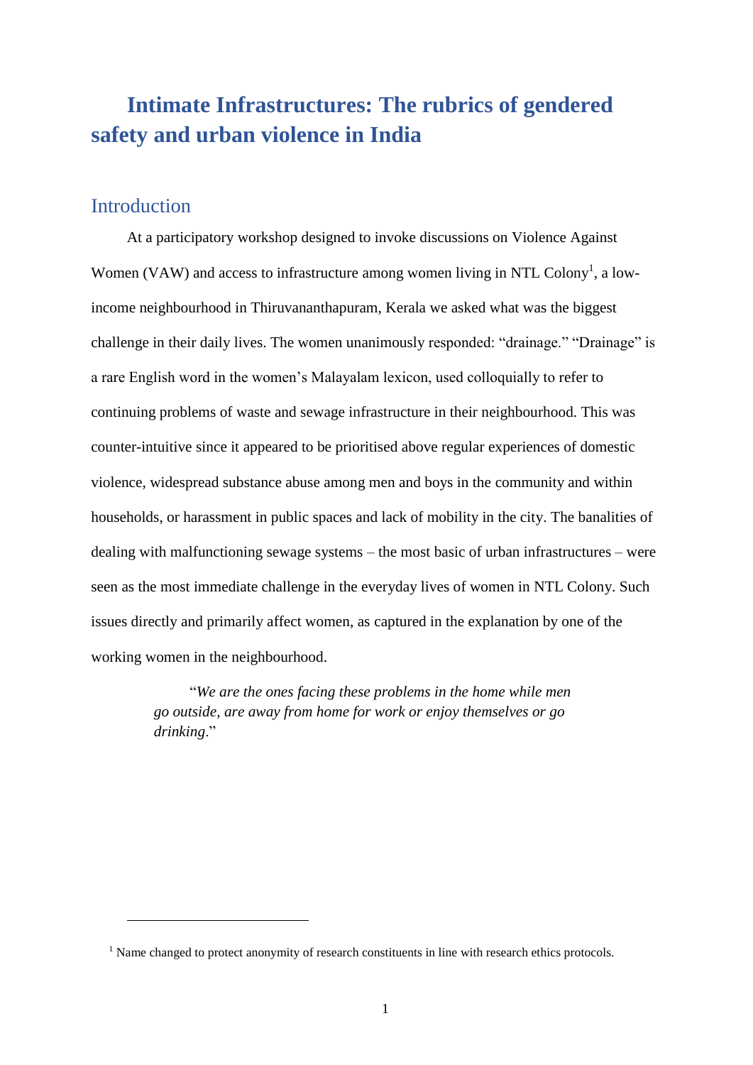# Intimate Infrastructures: The rubrics of gendered safety and urban violence in India

## Introduction

At a participatory workshop designed to invoke discussions on Violence Against Women (VAW) and access to infrastructure among women living in NTL Colony[1], a low-income neighbourhood in Thiruvananthapuram, Kerala we asked what was the biggest challenge in their daily lives. The women unanimously responded: "drainage." "Drainage" is a rare English word in the women's Malayalam lexicon, used colloquially to refer to continuing problems of waste and sewage infrastructure in their neighbourhood. This was counter-intuitive since it appeared to be prioritised above regular experiences of domestic violence, widespread substance abuse among men and boys in the community and within households, or harassment in public spaces and lack of mobility in the city. The banalities of dealing with malfunctioning sewage systems – the most basic of urban infrastructures – were seen as the most immediate challenge in the everyday lives of women in NTL Colony. Such issues directly and primarily affect women, as captured in the explanation by one of the working women in the neighbourhood.

> "*We are the ones facing these problems in the home while men go outside, are away from home for work or enjoy themselves or go drinking*."

---

[1] Name changed to protect anonymity of research constituents in line with research ethics protocols.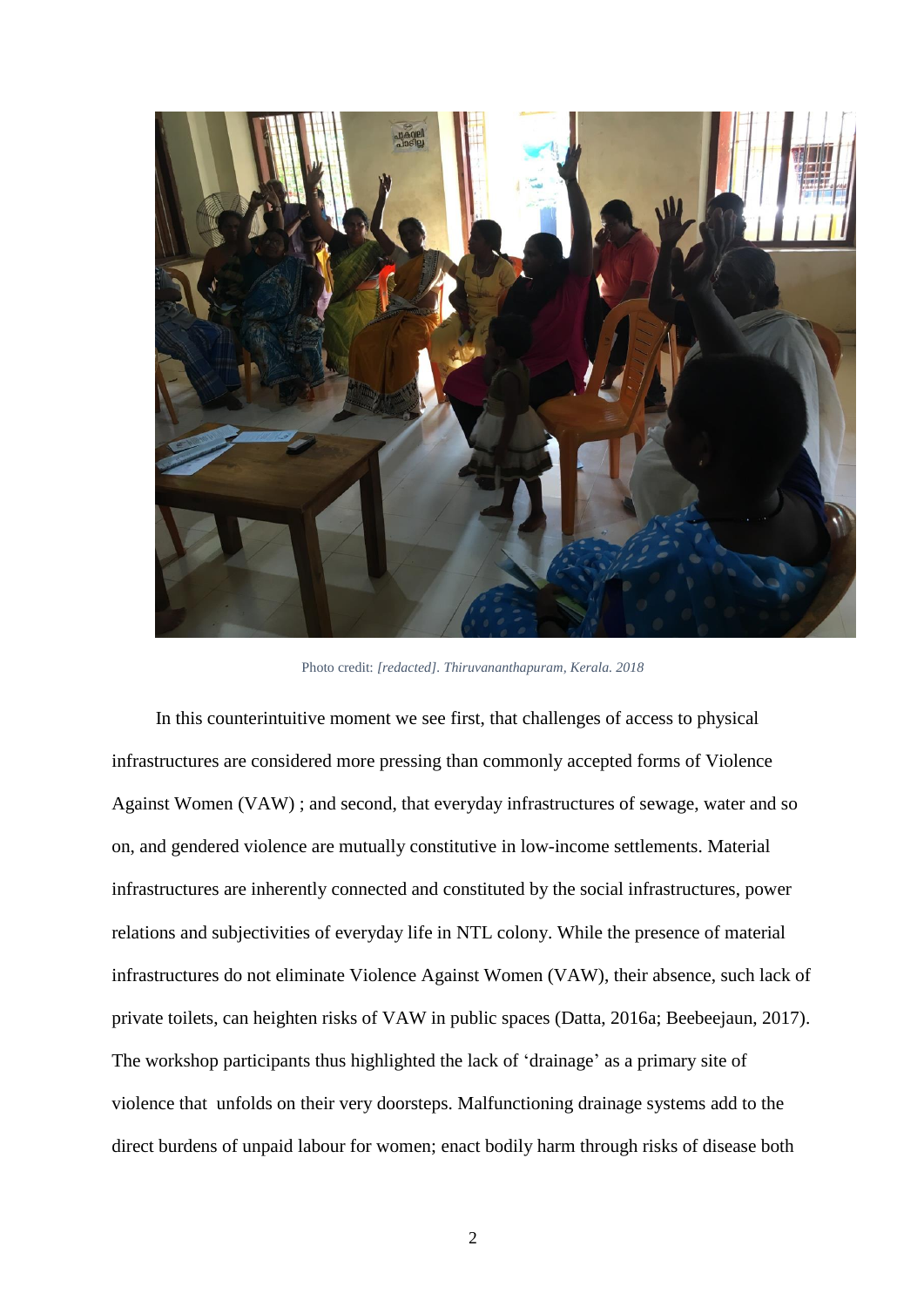Photo credit: *[redacted]. Thiruvananthapuram, Kerala. 2018*

In this counterintuitive moment we see first, that challenges of access to physical infrastructures are considered more pressing than commonly accepted forms of Violence Against Women (VAW) ; and second, that everyday infrastructures of sewage, water and so on, and gendered violence are mutually constitutive in low-income settlements. Material infrastructures are inherently connected and constituted by the social infrastructures, power relations and subjectivities of everyday life in NTL colony. While the presence of material infrastructures do not eliminate Violence Against Women (VAW), their absence, such lack of private toilets, can heighten risks of VAW in public spaces (Datta, 2016a; Beebeejaun, 2017). The workshop participants thus highlighted the lack of 'drainage' as a primary site of violence that unfolds on their very doorsteps. Malfunctioning drainage systems add to the direct burdens of unpaid labour for women; enact bodily harm through risks of disease both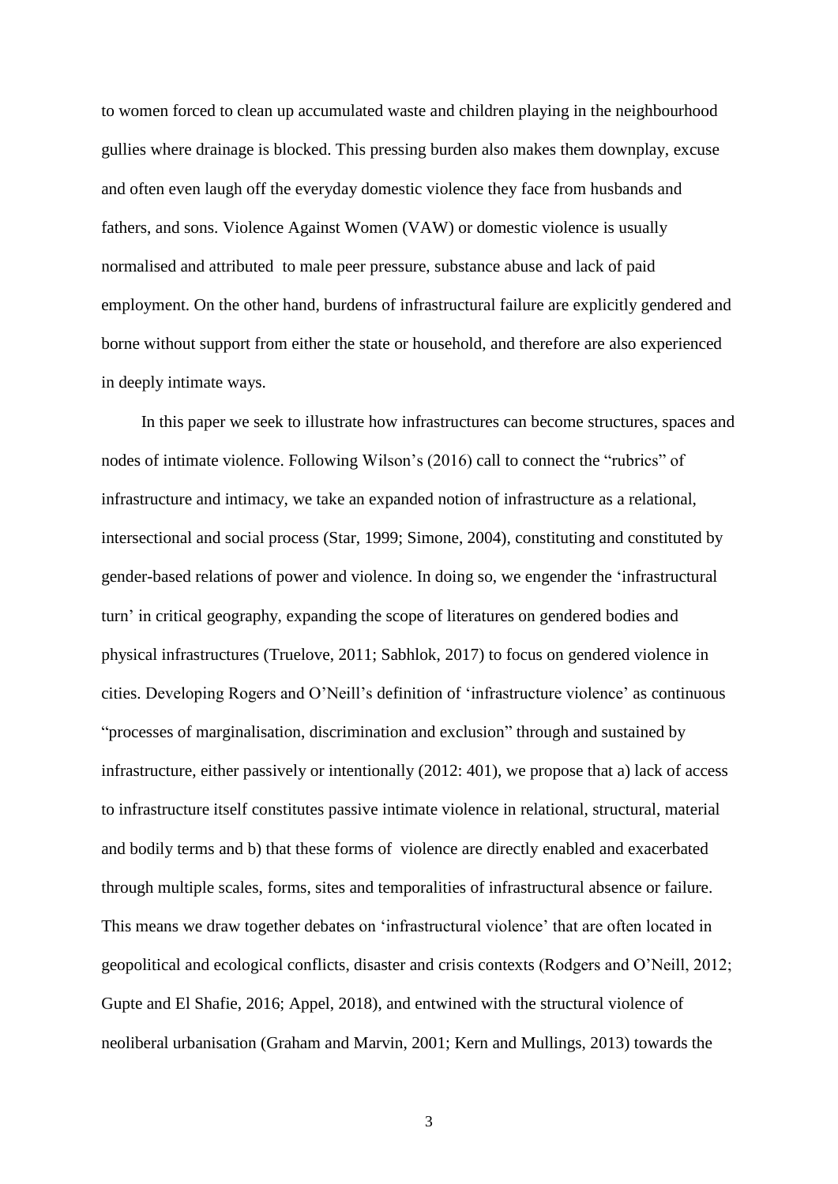to women forced to clean up accumulated waste and children playing in the neighbourhood gullies where drainage is blocked. This pressing burden also makes them downplay, excuse and often even laugh off the everyday domestic violence they face from husbands and fathers, and sons. Violence Against Women (VAW) or domestic violence is usually normalised and attributed to male peer pressure, substance abuse and lack of paid employment. On the other hand, burdens of infrastructural failure are explicitly gendered and borne without support from either the state or household, and therefore are also experienced in deeply intimate ways.

In this paper we seek to illustrate how infrastructures can become structures, spaces and nodes of intimate violence. Following Wilson's (2016) call to connect the "rubrics" of infrastructure and intimacy, we take an expanded notion of infrastructure as a relational, intersectional and social process (Star, 1999; Simone, 2004), constituting and constituted by gender-based relations of power and violence. In doing so, we engender the 'infrastructural turn' in critical geography, expanding the scope of literatures on gendered bodies and physical infrastructures (Truelove, 2011; Sabhlok, 2017) to focus on gendered violence in cities. Developing Rogers and O'Neill's definition of 'infrastructure violence' as continuous "processes of marginalisation, discrimination and exclusion" through and sustained by infrastructure, either passively or intentionally (2012: 401), we propose that a) lack of access to infrastructure itself constitutes passive intimate violence in relational, structural, material and bodily terms and b) that these forms of violence are directly enabled and exacerbated through multiple scales, forms, sites and temporalities of infrastructural absence or failure. This means we draw together debates on 'infrastructural violence' that are often located in geopolitical and ecological conflicts, disaster and crisis contexts (Rodgers and O'Neill, 2012; Gupte and El Shafie, 2016; Appel, 2018), and entwined with the structural violence of neoliberal urbanisation (Graham and Marvin, 2001; Kern and Mullings, 2013) towards the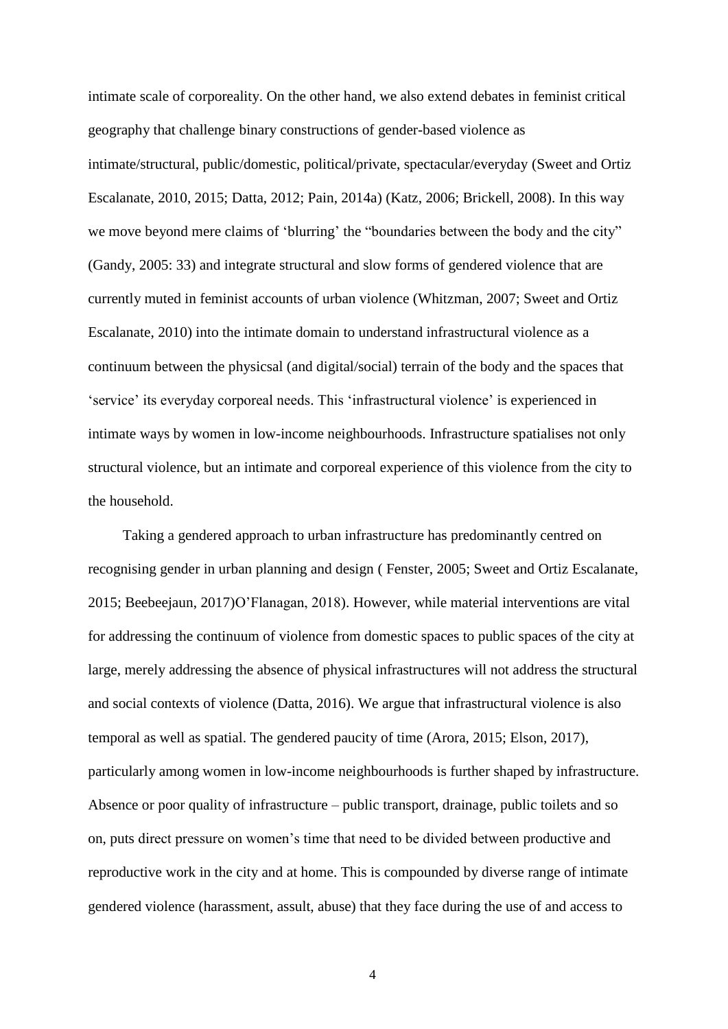intimate scale of corporeality. On the other hand, we also extend debates in feminist critical geography that challenge binary constructions of gender-based violence as intimate/structural, public/domestic, political/private, spectacular/everyday (Sweet and Ortiz Escalanate, 2010, 2015; Datta, 2012; Pain, 2014a) (Katz, 2006; Brickell, 2008). In this way we move beyond mere claims of 'blurring' the "boundaries between the body and the city" (Gandy, 2005: 33) and integrate structural and slow forms of gendered violence that are currently muted in feminist accounts of urban violence (Whitzman, 2007; Sweet and Ortiz Escalanate, 2010) into the intimate domain to understand infrastructural violence as a continuum between the physicsal (and digital/social) terrain of the body and the spaces that 'service' its everyday corporeal needs. This 'infrastructural violence' is experienced in intimate ways by women in low-income neighbourhoods. Infrastructure spatialises not only structural violence, but an intimate and corporeal experience of this violence from the city to the household.

Taking a gendered approach to urban infrastructure has predominantly centred on recognising gender in urban planning and design ( Fenster, 2005; Sweet and Ortiz Escalanate, 2015; Beebeejaun, 2017)O'Flanagan, 2018). However, while material interventions are vital for addressing the continuum of violence from domestic spaces to public spaces of the city at large, merely addressing the absence of physical infrastructures will not address the structural and social contexts of violence (Datta, 2016). We argue that infrastructural violence is also temporal as well as spatial. The gendered paucity of time (Arora, 2015; Elson, 2017), particularly among women in low-income neighbourhoods is further shaped by infrastructure. Absence or poor quality of infrastructure – public transport, drainage, public toilets and so on, puts direct pressure on women's time that need to be divided between productive and reproductive work in the city and at home. This is compounded by diverse range of intimate gendered violence (harassment, assult, abuse) that they face during the use of and access to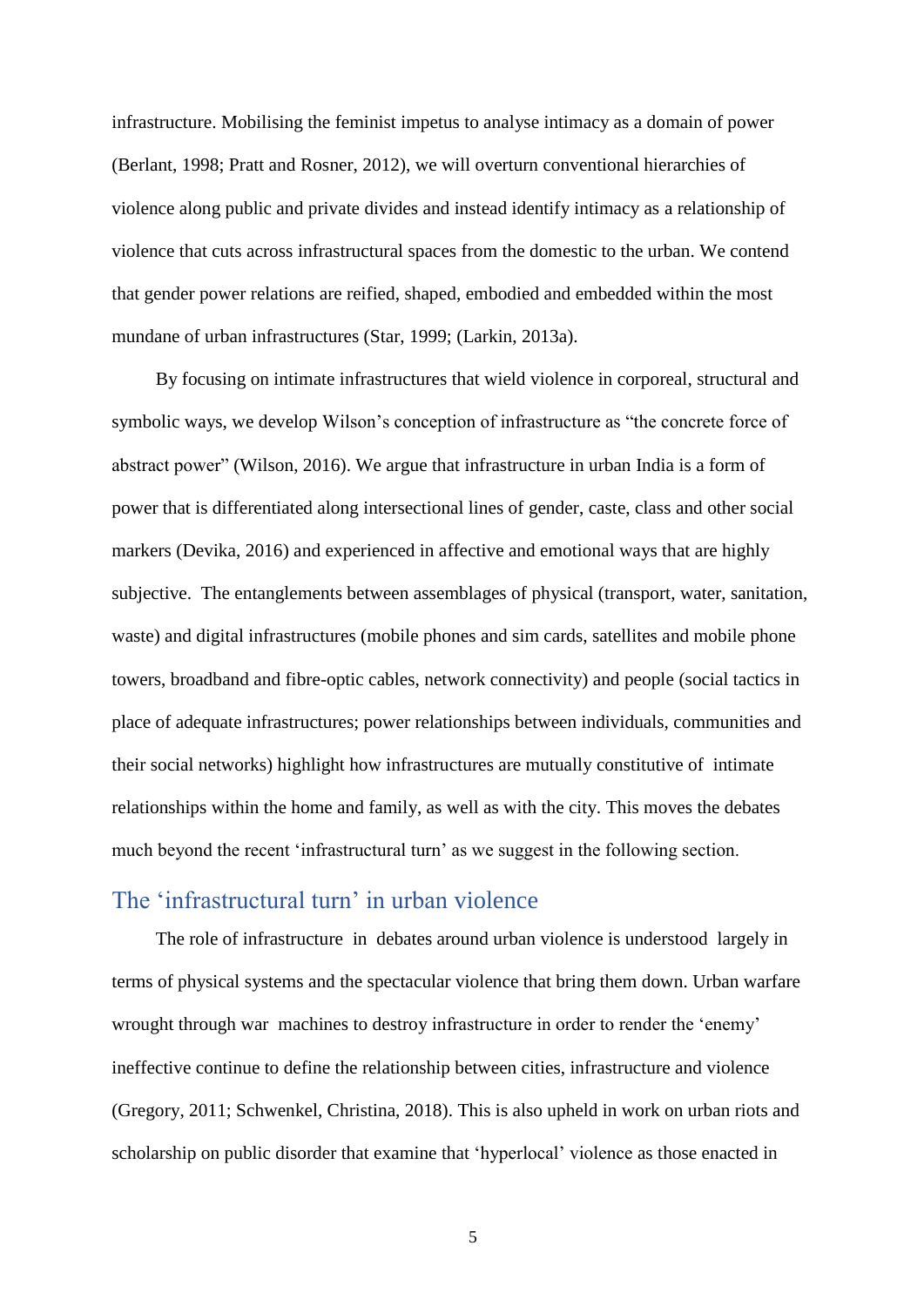infrastructure. Mobilising the feminist impetus to analyse intimacy as a domain of power (Berlant, 1998; Pratt and Rosner, 2012), we will overturn conventional hierarchies of violence along public and private divides and instead identify intimacy as a relationship of violence that cuts across infrastructural spaces from the domestic to the urban. We contend that gender power relations are reified, shaped, embodied and embedded within the most mundane of urban infrastructures (Star, 1999; (Larkin, 2013a).

By focusing on intimate infrastructures that wield violence in corporeal, structural and symbolic ways, we develop Wilson's conception of infrastructure as "the concrete force of abstract power" (Wilson, 2016). We argue that infrastructure in urban India is a form of power that is differentiated along intersectional lines of gender, caste, class and other social markers (Devika, 2016) and experienced in affective and emotional ways that are highly subjective. The entanglements between assemblages of physical (transport, water, sanitation, waste) and digital infrastructures (mobile phones and sim cards, satellites and mobile phone towers, broadband and fibre-optic cables, network connectivity) and people (social tactics in place of adequate infrastructures; power relationships between individuals, communities and their social networks) highlight how infrastructures are mutually constitutive of intimate relationships within the home and family, as well as with the city. This moves the debates much beyond the recent 'infrastructural turn' as we suggest in the following section.

## The 'infrastructural turn' in urban violence

The role of infrastructure in debates around urban violence is understood largely in terms of physical systems and the spectacular violence that bring them down. Urban warfare wrought through war machines to destroy infrastructure in order to render the 'enemy' ineffective continue to define the relationship between cities, infrastructure and violence (Gregory, 2011; Schwenkel, Christina, 2018). This is also upheld in work on urban riots and scholarship on public disorder that examine that 'hyperlocal' violence as those enacted in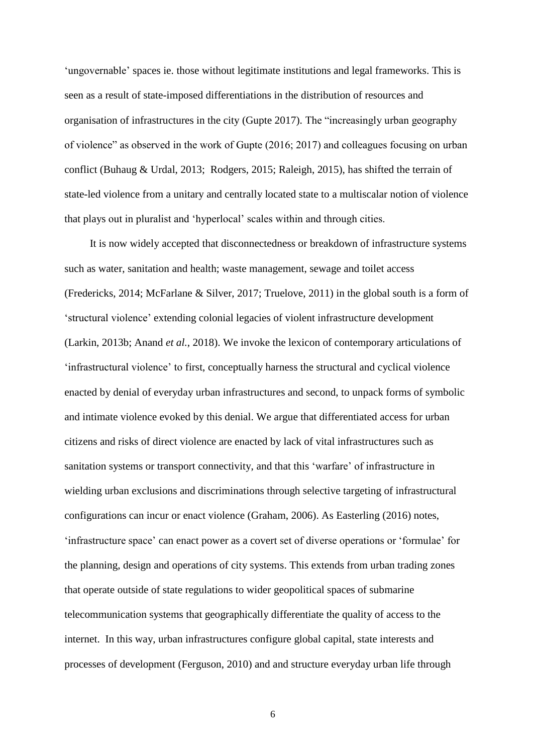'ungovernable' spaces ie. those without legitimate institutions and legal frameworks. This is seen as a result of state-imposed differentiations in the distribution of resources and organisation of infrastructures in the city (Gupte 2017). The "increasingly urban geography of violence" as observed in the work of Gupte (2016; 2017) and colleagues focusing on urban conflict (Buhaug & Urdal, 2013; Rodgers, 2015; Raleigh, 2015), has shifted the terrain of state-led violence from a unitary and centrally located state to a multiscalar notion of violence that plays out in pluralist and 'hyperlocal' scales within and through cities.

It is now widely accepted that disconnectedness or breakdown of infrastructure systems such as water, sanitation and health; waste management, sewage and toilet access (Fredericks, 2014; McFarlane & Silver, 2017; Truelove, 2011) in the global south is a form of 'structural violence' extending colonial legacies of violent infrastructure development (Larkin, 2013b; Anand *et al.*, 2018). We invoke the lexicon of contemporary articulations of 'infrastructural violence' to first, conceptually harness the structural and cyclical violence enacted by denial of everyday urban infrastructures and second, to unpack forms of symbolic and intimate violence evoked by this denial. We argue that differentiated access for urban citizens and risks of direct violence are enacted by lack of vital infrastructures such as sanitation systems or transport connectivity, and that this 'warfare' of infrastructure in wielding urban exclusions and discriminations through selective targeting of infrastructural configurations can incur or enact violence (Graham, 2006). As Easterling (2016) notes, 'infrastructure space' can enact power as a covert set of diverse operations or 'formulae' for the planning, design and operations of city systems. This extends from urban trading zones that operate outside of state regulations to wider geopolitical spaces of submarine telecommunication systems that geographically differentiate the quality of access to the internet. In this way, urban infrastructures configure global capital, state interests and processes of development (Ferguson, 2010) and and structure everyday urban life through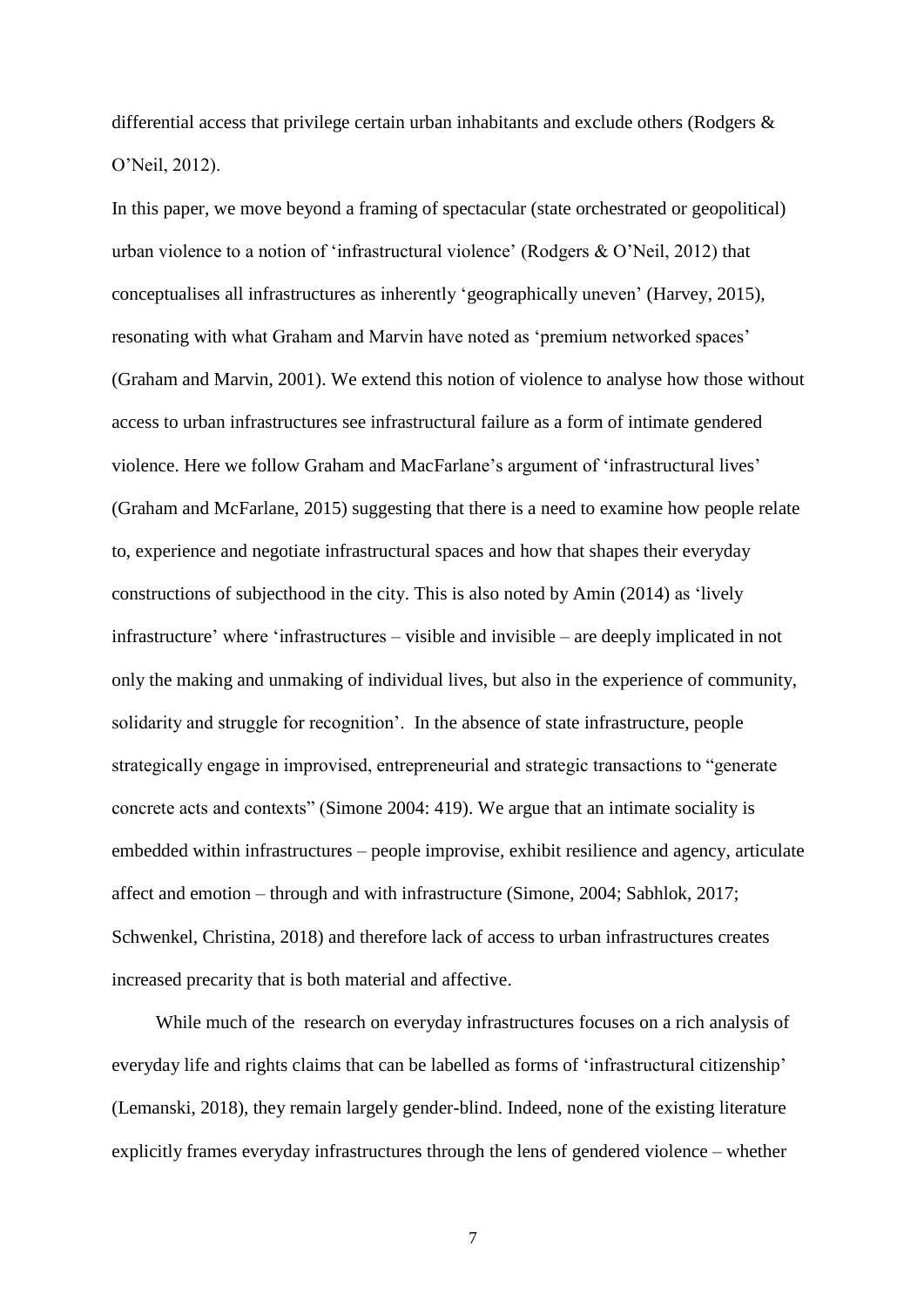differential access that privilege certain urban inhabitants and exclude others (Rodgers & O'Neil, 2012).

In this paper, we move beyond a framing of spectacular (state orchestrated or geopolitical) urban violence to a notion of 'infrastructural violence' (Rodgers & O'Neil, 2012) that conceptualises all infrastructures as inherently 'geographically uneven' (Harvey, 2015), resonating with what Graham and Marvin have noted as 'premium networked spaces' (Graham and Marvin, 2001). We extend this notion of violence to analyse how those without access to urban infrastructures see infrastructural failure as a form of intimate gendered violence. Here we follow Graham and MacFarlane's argument of 'infrastructural lives' (Graham and McFarlane, 2015) suggesting that there is a need to examine how people relate to, experience and negotiate infrastructural spaces and how that shapes their everyday constructions of subjecthood in the city. This is also noted by Amin (2014) as 'lively infrastructure' where 'infrastructures – visible and invisible – are deeply implicated in not only the making and unmaking of individual lives, but also in the experience of community, solidarity and struggle for recognition'. In the absence of state infrastructure, people strategically engage in improvised, entrepreneurial and strategic transactions to "generate concrete acts and contexts" (Simone 2004: 419). We argue that an intimate sociality is embedded within infrastructures – people improvise, exhibit resilience and agency, articulate affect and emotion – through and with infrastructure (Simone, 2004; Sabhlok, 2017; Schwenkel, Christina, 2018) and therefore lack of access to urban infrastructures creates increased precarity that is both material and affective.

While much of the research on everyday infrastructures focuses on a rich analysis of everyday life and rights claims that can be labelled as forms of 'infrastructural citizenship' (Lemanski, 2018), they remain largely gender-blind. Indeed, none of the existing literature explicitly frames everyday infrastructures through the lens of gendered violence – whether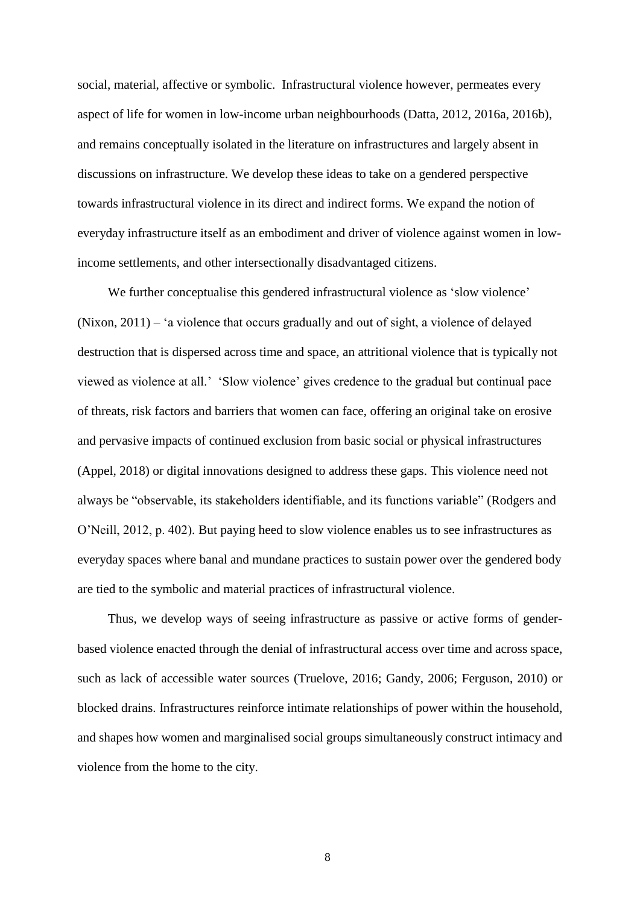social, material, affective or symbolic. Infrastructural violence however, permeates every aspect of life for women in low-income urban neighbourhoods (Datta, 2012, 2016a, 2016b), and remains conceptually isolated in the literature on infrastructures and largely absent in discussions on infrastructure. We develop these ideas to take on a gendered perspective towards infrastructural violence in its direct and indirect forms. We expand the notion of everyday infrastructure itself as an embodiment and driver of violence against women in low-income settlements, and other intersectionally disadvantaged citizens.

We further conceptualise this gendered infrastructural violence as 'slow violence' (Nixon, 2011) – 'a violence that occurs gradually and out of sight, a violence of delayed destruction that is dispersed across time and space, an attritional violence that is typically not viewed as violence at all.' 'Slow violence' gives credence to the gradual but continual pace of threats, risk factors and barriers that women can face, offering an original take on erosive and pervasive impacts of continued exclusion from basic social or physical infrastructures (Appel, 2018) or digital innovations designed to address these gaps. This violence need not always be "observable, its stakeholders identifiable, and its functions variable" (Rodgers and O'Neill, 2012, p. 402). But paying heed to slow violence enables us to see infrastructures as everyday spaces where banal and mundane practices to sustain power over the gendered body are tied to the symbolic and material practices of infrastructural violence.

Thus, we develop ways of seeing infrastructure as passive or active forms of gender-based violence enacted through the denial of infrastructural access over time and across space, such as lack of accessible water sources (Truelove, 2016; Gandy, 2006; Ferguson, 2010) or blocked drains. Infrastructures reinforce intimate relationships of power within the household, and shapes how women and marginalised social groups simultaneously construct intimacy and violence from the home to the city.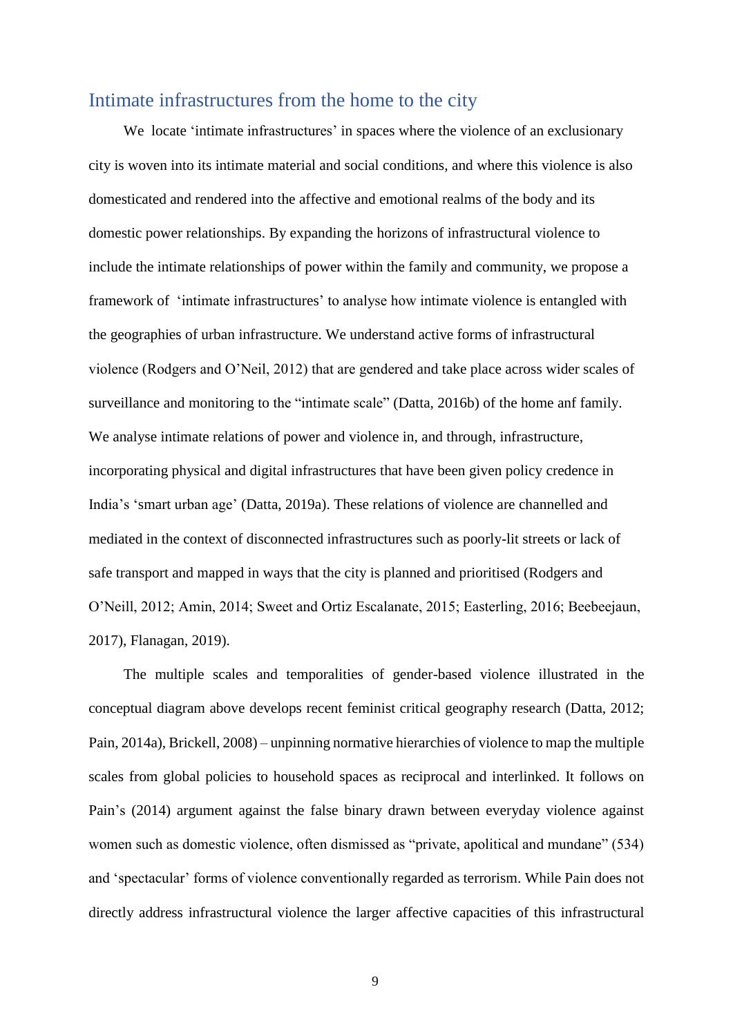## Intimate infrastructures from the home to the city

We locate 'intimate infrastructures' in spaces where the violence of an exclusionary city is woven into its intimate material and social conditions, and where this violence is also domesticated and rendered into the affective and emotional realms of the body and its domestic power relationships. By expanding the horizons of infrastructural violence to include the intimate relationships of power within the family and community, we propose a framework of 'intimate infrastructures' to analyse how intimate violence is entangled with the geographies of urban infrastructure. We understand active forms of infrastructural violence (Rodgers and O'Neil, 2012) that are gendered and take place across wider scales of surveillance and monitoring to the "intimate scale" (Datta, 2016b) of the home anf family. We analyse intimate relations of power and violence in, and through, infrastructure, incorporating physical and digital infrastructures that have been given policy credence in India's 'smart urban age' (Datta, 2019a). These relations of violence are channelled and mediated in the context of disconnected infrastructures such as poorly-lit streets or lack of safe transport and mapped in ways that the city is planned and prioritised (Rodgers and O'Neill, 2012; Amin, 2014; Sweet and Ortiz Escalanate, 2015; Easterling, 2016; Beebeejaun, 2017), Flanagan, 2019).

The multiple scales and temporalities of gender-based violence illustrated in the conceptual diagram above develops recent feminist critical geography research (Datta, 2012; Pain, 2014a), Brickell, 2008) – unpinning normative hierarchies of violence to map the multiple scales from global policies to household spaces as reciprocal and interlinked. It follows on Pain's (2014) argument against the false binary drawn between everyday violence against women such as domestic violence, often dismissed as "private, apolitical and mundane" (534) and 'spectacular' forms of violence conventionally regarded as terrorism. While Pain does not directly address infrastructural violence the larger affective capacities of this infrastructural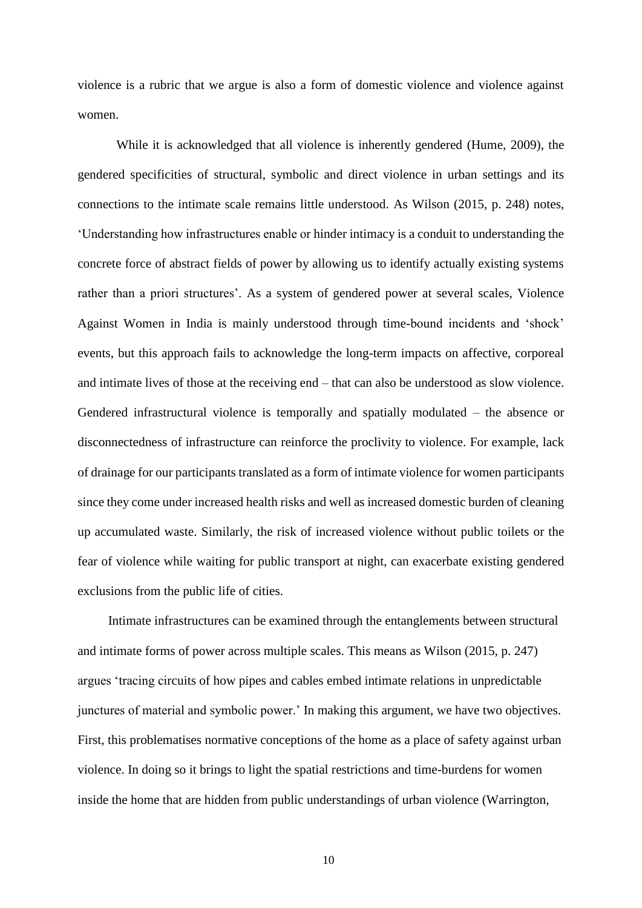violence is a rubric that we argue is also a form of domestic violence and violence against women.

While it is acknowledged that all violence is inherently gendered (Hume, 2009), the gendered specificities of structural, symbolic and direct violence in urban settings and its connections to the intimate scale remains little understood. As Wilson (2015, p. 248) notes, 'Understanding how infrastructures enable or hinder intimacy is a conduit to understanding the concrete force of abstract fields of power by allowing us to identify actually existing systems rather than a priori structures'. As a system of gendered power at several scales, Violence Against Women in India is mainly understood through time-bound incidents and 'shock' events, but this approach fails to acknowledge the long-term impacts on affective, corporeal and intimate lives of those at the receiving end – that can also be understood as slow violence. Gendered infrastructural violence is temporally and spatially modulated – the absence or disconnectedness of infrastructure can reinforce the proclivity to violence. For example, lack of drainage for our participants translated as a form of intimate violence for women participants since they come under increased health risks and well as increased domestic burden of cleaning up accumulated waste. Similarly, the risk of increased violence without public toilets or the fear of violence while waiting for public transport at night, can exacerbate existing gendered exclusions from the public life of cities.

Intimate infrastructures can be examined through the entanglements between structural and intimate forms of power across multiple scales. This means as Wilson (2015, p. 247) argues 'tracing circuits of how pipes and cables embed intimate relations in unpredictable junctures of material and symbolic power.' In making this argument, we have two objectives. First, this problematises normative conceptions of the home as a place of safety against urban violence. In doing so it brings to light the spatial restrictions and time-burdens for women inside the home that are hidden from public understandings of urban violence (Warrington,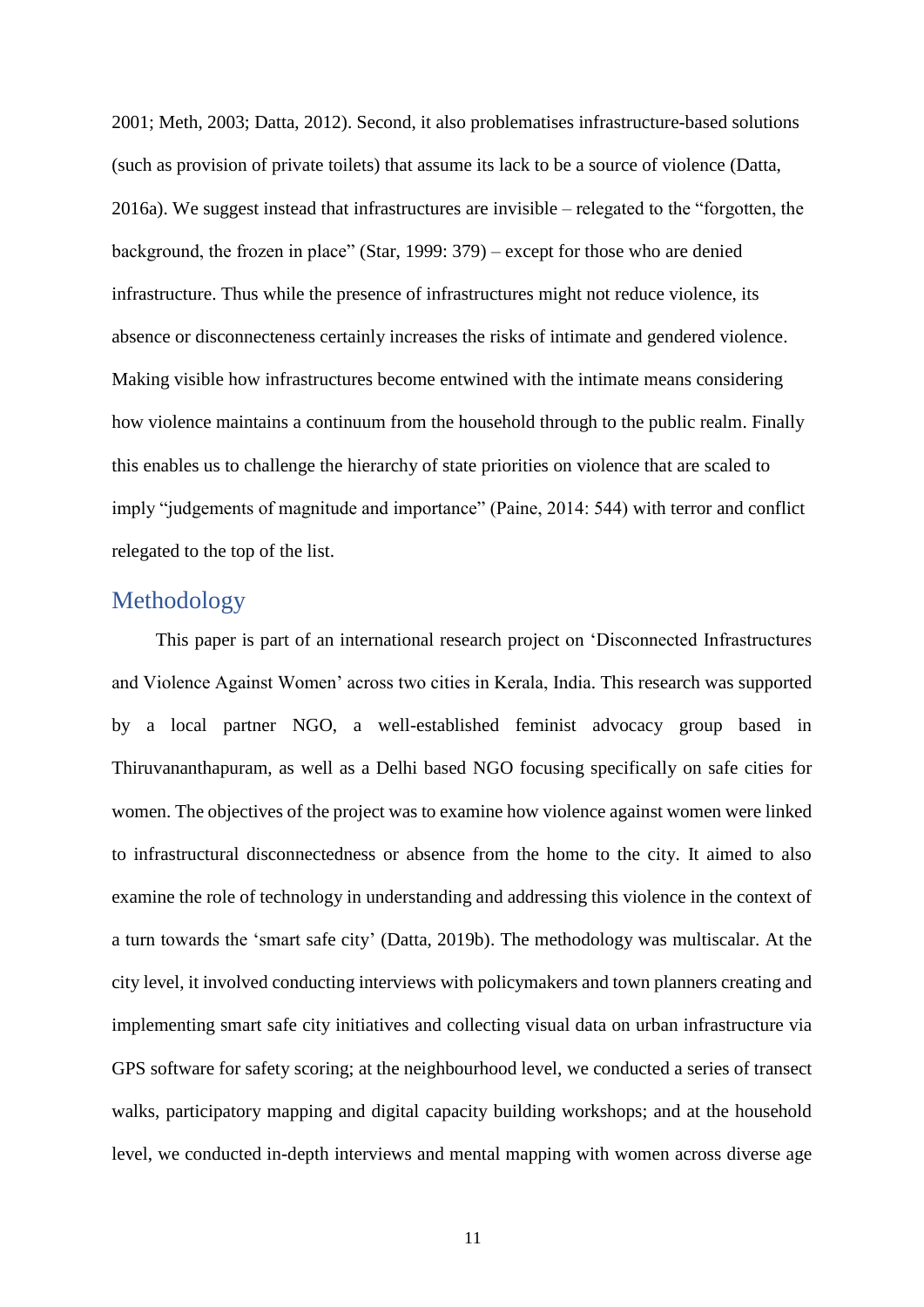2001; Meth, 2003; Datta, 2012). Second, it also problematises infrastructure-based solutions (such as provision of private toilets) that assume its lack to be a source of violence (Datta, 2016a). We suggest instead that infrastructures are invisible – relegated to the "forgotten, the background, the frozen in place" (Star, 1999: 379) – except for those who are denied infrastructure. Thus while the presence of infrastructures might not reduce violence, its absence or disconnecteness certainly increases the risks of intimate and gendered violence. Making visible how infrastructures become entwined with the intimate means considering how violence maintains a continuum from the household through to the public realm. Finally this enables us to challenge the hierarchy of state priorities on violence that are scaled to imply "judgements of magnitude and importance" (Paine, 2014: 544) with terror and conflict relegated to the top of the list.

## Methodology

This paper is part of an international research project on 'Disconnected Infrastructures and Violence Against Women' across two cities in Kerala, India. This research was supported by a local partner NGO, a well-established feminist advocacy group based in Thiruvananthapuram, as well as a Delhi based NGO focusing specifically on safe cities for women. The objectives of the project was to examine how violence against women were linked to infrastructural disconnectedness or absence from the home to the city. It aimed to also examine the role of technology in understanding and addressing this violence in the context of a turn towards the 'smart safe city' (Datta, 2019b). The methodology was multiscalar. At the city level, it involved conducting interviews with policymakers and town planners creating and implementing smart safe city initiatives and collecting visual data on urban infrastructure via GPS software for safety scoring; at the neighbourhood level, we conducted a series of transect walks, participatory mapping and digital capacity building workshops; and at the household level, we conducted in-depth interviews and mental mapping with women across diverse age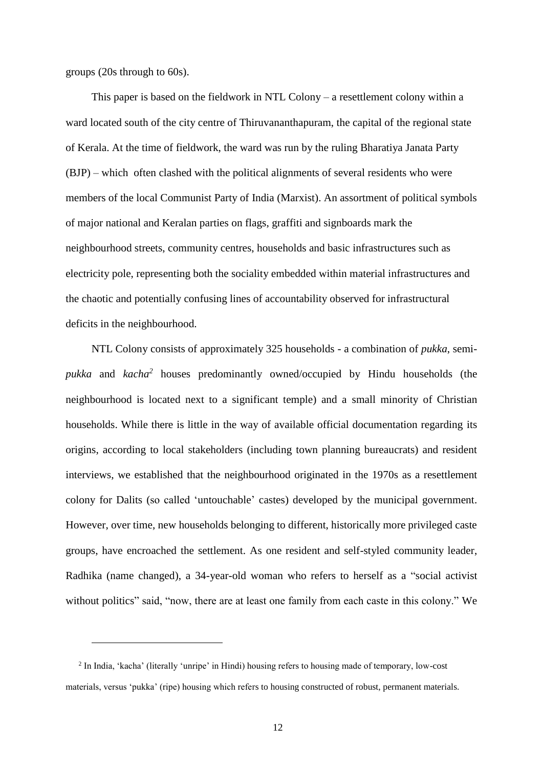groups (20s through to 60s).

This paper is based on the fieldwork in NTL Colony – a resettlement colony within a ward located south of the city centre of Thiruvananthapuram, the capital of the regional state of Kerala. At the time of fieldwork, the ward was run by the ruling Bharatiya Janata Party (BJP) – which often clashed with the political alignments of several residents who were members of the local Communist Party of India (Marxist). An assortment of political symbols of major national and Keralan parties on flags, graffiti and signboards mark the neighbourhood streets, community centres, households and basic infrastructures such as electricity pole, representing both the sociality embedded within material infrastructures and the chaotic and potentially confusing lines of accountability observed for infrastructural deficits in the neighbourhood.

NTL Colony consists of approximately 325 households - a combination of *pukka*, semi-*pukka* and *kacha*[2] houses predominantly owned/occupied by Hindu households (the neighbourhood is located next to a significant temple) and a small minority of Christian households. While there is little in the way of available official documentation regarding its origins, according to local stakeholders (including town planning bureaucrats) and resident interviews, we established that the neighbourhood originated in the 1970s as a resettlement colony for Dalits (so called 'untouchable' castes) developed by the municipal government. However, over time, new households belonging to different, historically more privileged caste groups, have encroached the settlement. As one resident and self-styled community leader, Radhika (name changed), a 34-year-old woman who refers to herself as a "social activist without politics" said, "now, there are at least one family from each caste in this colony." We

[2] In India, 'kacha' (literally 'unripe' in Hindi) housing refers to housing made of temporary, low-cost materials, versus 'pukka' (ripe) housing which refers to housing constructed of robust, permanent materials.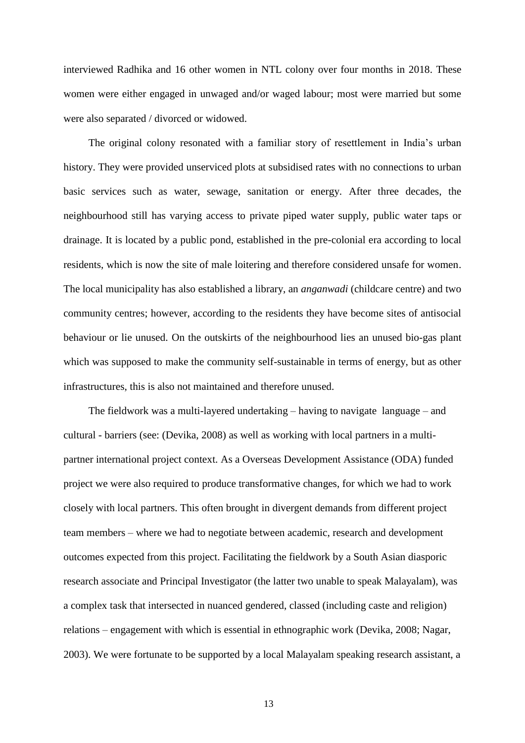interviewed Radhika and 16 other women in NTL colony over four months in 2018. These women were either engaged in unwaged and/or waged labour; most were married but some were also separated / divorced or widowed.

The original colony resonated with a familiar story of resettlement in India's urban history. They were provided unserviced plots at subsidised rates with no connections to urban basic services such as water, sewage, sanitation or energy. After three decades, the neighbourhood still has varying access to private piped water supply, public water taps or drainage. It is located by a public pond, established in the pre-colonial era according to local residents, which is now the site of male loitering and therefore considered unsafe for women. The local municipality has also established a library, an *anganwadi* (childcare centre) and two community centres; however, according to the residents they have become sites of antisocial behaviour or lie unused. On the outskirts of the neighbourhood lies an unused bio-gas plant which was supposed to make the community self-sustainable in terms of energy, but as other infrastructures, this is also not maintained and therefore unused.

The fieldwork was a multi-layered undertaking – having to navigate language – and cultural - barriers (see: (Devika, 2008) as well as working with local partners in a multi-partner international project context. As a Overseas Development Assistance (ODA) funded project we were also required to produce transformative changes, for which we had to work closely with local partners. This often brought in divergent demands from different project team members – where we had to negotiate between academic, research and development outcomes expected from this project. Facilitating the fieldwork by a South Asian diasporic research associate and Principal Investigator (the latter two unable to speak Malayalam), was a complex task that intersected in nuanced gendered, classed (including caste and religion) relations – engagement with which is essential in ethnographic work (Devika, 2008; Nagar, 2003). We were fortunate to be supported by a local Malayalam speaking research assistant, a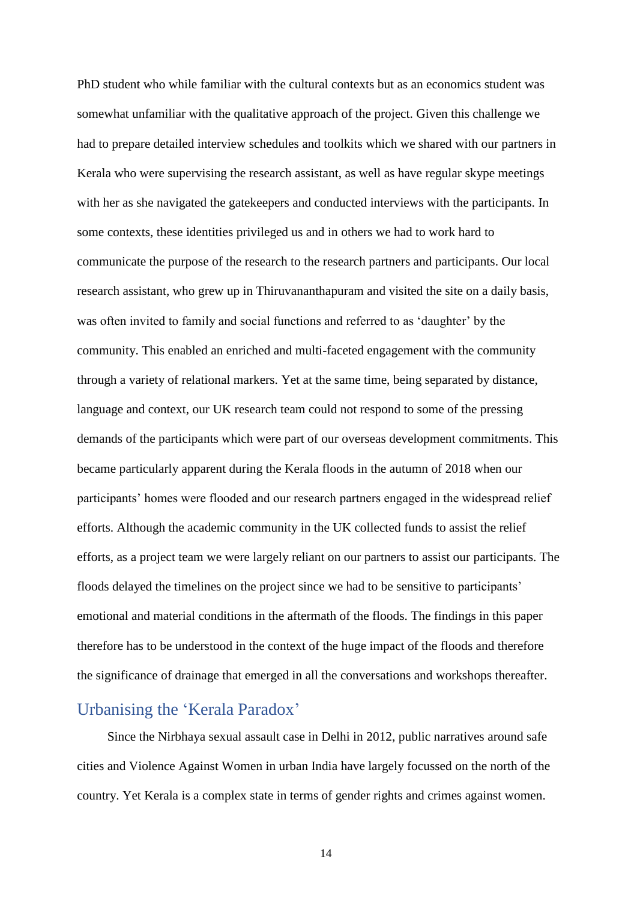PhD student who while familiar with the cultural contexts but as an economics student was somewhat unfamiliar with the qualitative approach of the project. Given this challenge we had to prepare detailed interview schedules and toolkits which we shared with our partners in Kerala who were supervising the research assistant, as well as have regular skype meetings with her as she navigated the gatekeepers and conducted interviews with the participants. In some contexts, these identities privileged us and in others we had to work hard to communicate the purpose of the research to the research partners and participants. Our local research assistant, who grew up in Thiruvananthapuram and visited the site on a daily basis, was often invited to family and social functions and referred to as 'daughter' by the community. This enabled an enriched and multi-faceted engagement with the community through a variety of relational markers. Yet at the same time, being separated by distance, language and context, our UK research team could not respond to some of the pressing demands of the participants which were part of our overseas development commitments. This became particularly apparent during the Kerala floods in the autumn of 2018 when our participants' homes were flooded and our research partners engaged in the widespread relief efforts. Although the academic community in the UK collected funds to assist the relief efforts, as a project team we were largely reliant on our partners to assist our participants. The floods delayed the timelines on the project since we had to be sensitive to participants' emotional and material conditions in the aftermath of the floods. The findings in this paper therefore has to be understood in the context of the huge impact of the floods and therefore the significance of drainage that emerged in all the conversations and workshops thereafter.

## Urbanising the 'Kerala Paradox'

Since the Nirbhaya sexual assault case in Delhi in 2012, public narratives around safe cities and Violence Against Women in urban India have largely focussed on the north of the country. Yet Kerala is a complex state in terms of gender rights and crimes against women.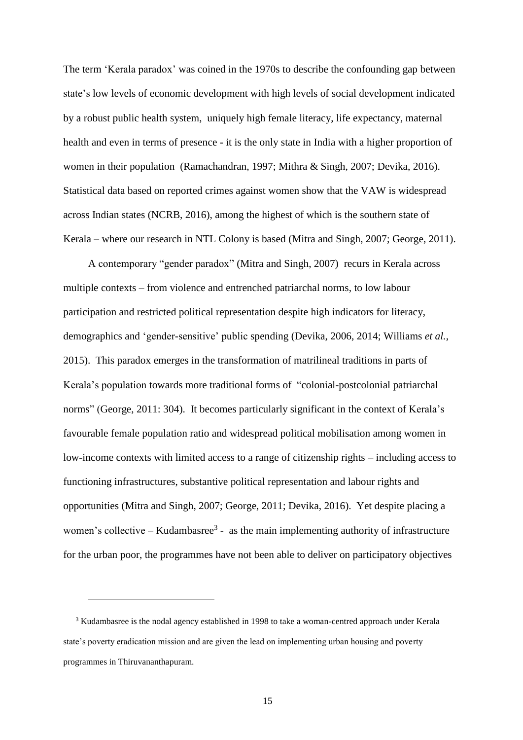The term 'Kerala paradox' was coined in the 1970s to describe the confounding gap between state's low levels of economic development with high levels of social development indicated by a robust public health system, uniquely high female literacy, life expectancy, maternal health and even in terms of presence - it is the only state in India with a higher proportion of women in their population (Ramachandran, 1997; Mithra & Singh, 2007; Devika, 2016). Statistical data based on reported crimes against women show that the VAW is widespread across Indian states (NCRB, 2016), among the highest of which is the southern state of Kerala – where our research in NTL Colony is based (Mitra and Singh, 2007; George, 2011).

A contemporary "gender paradox" (Mitra and Singh, 2007) recurs in Kerala across multiple contexts – from violence and entrenched patriarchal norms, to low labour participation and restricted political representation despite high indicators for literacy, demographics and 'gender-sensitive' public spending (Devika, 2006, 2014; Williams *et al.*, 2015). This paradox emerges in the transformation of matrilineal traditions in parts of Kerala's population towards more traditional forms of "colonial-postcolonial patriarchal norms" (George, 2011: 304). It becomes particularly significant in the context of Kerala's favourable female population ratio and widespread political mobilisation among women in low-income contexts with limited access to a range of citizenship rights – including access to functioning infrastructures, substantive political representation and labour rights and opportunities (Mitra and Singh, 2007; George, 2011; Devika, 2016). Yet despite placing a women's collective – Kudambasree[3] - as the main implementing authority of infrastructure for the urban poor, the programmes have not been able to deliver on participatory objectives

[3] Kudambasree is the nodal agency established in 1998 to take a woman-centred approach under Kerala state's poverty eradication mission and are given the lead on implementing urban housing and poverty programmes in Thiruvananthapuram.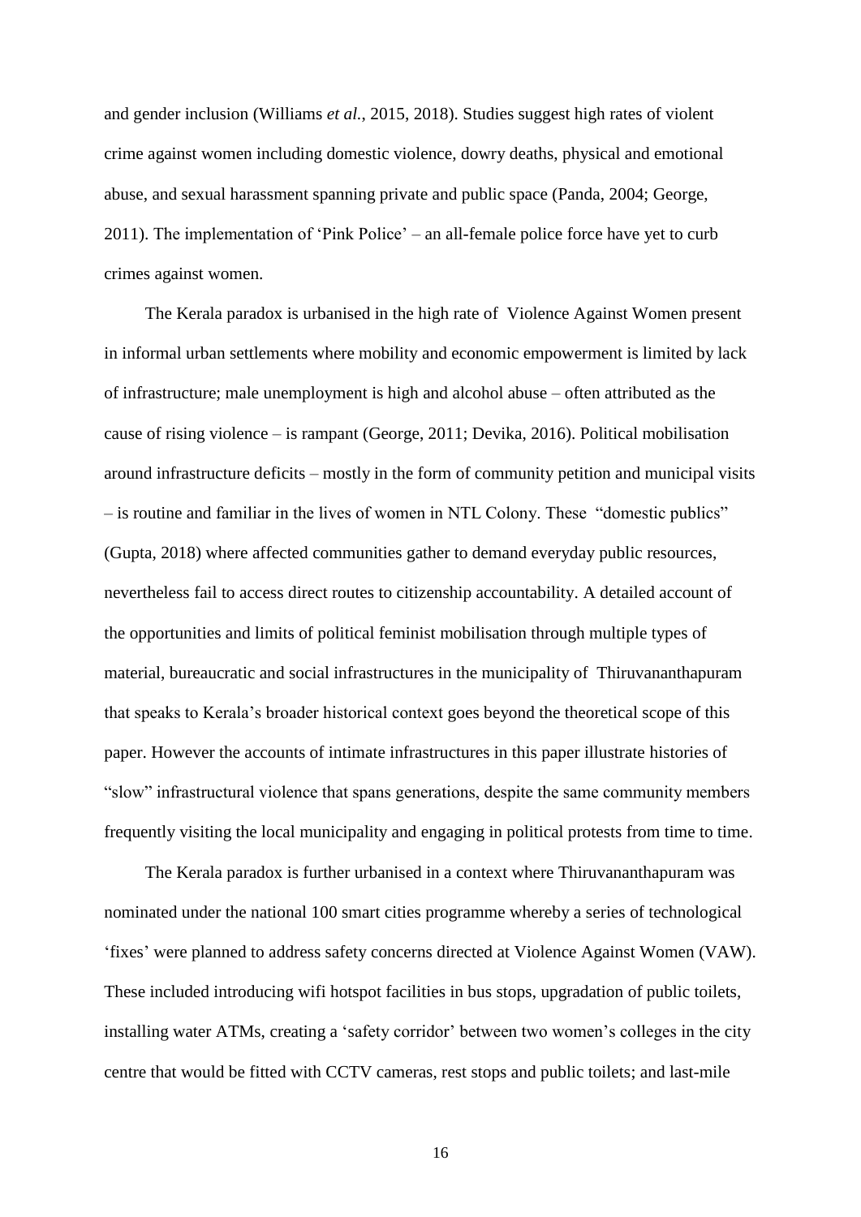and gender inclusion (Williams *et al.*, 2015, 2018). Studies suggest high rates of violent crime against women including domestic violence, dowry deaths, physical and emotional abuse, and sexual harassment spanning private and public space (Panda, 2004; George, 2011). The implementation of 'Pink Police' – an all-female police force have yet to curb crimes against women.

The Kerala paradox is urbanised in the high rate of Violence Against Women present in informal urban settlements where mobility and economic empowerment is limited by lack of infrastructure; male unemployment is high and alcohol abuse – often attributed as the cause of rising violence – is rampant (George, 2011; Devika, 2016). Political mobilisation around infrastructure deficits – mostly in the form of community petition and municipal visits – is routine and familiar in the lives of women in NTL Colony. These "domestic publics" (Gupta, 2018) where affected communities gather to demand everyday public resources, nevertheless fail to access direct routes to citizenship accountability. A detailed account of the opportunities and limits of political feminist mobilisation through multiple types of material, bureaucratic and social infrastructures in the municipality of Thiruvananthapuram that speaks to Kerala's broader historical context goes beyond the theoretical scope of this paper. However the accounts of intimate infrastructures in this paper illustrate histories of "slow" infrastructural violence that spans generations, despite the same community members frequently visiting the local municipality and engaging in political protests from time to time.

The Kerala paradox is further urbanised in a context where Thiruvananthapuram was nominated under the national 100 smart cities programme whereby a series of technological 'fixes' were planned to address safety concerns directed at Violence Against Women (VAW). These included introducing wifi hotspot facilities in bus stops, upgradation of public toilets, installing water ATMs, creating a 'safety corridor' between two women's colleges in the city centre that would be fitted with CCTV cameras, rest stops and public toilets; and last-mile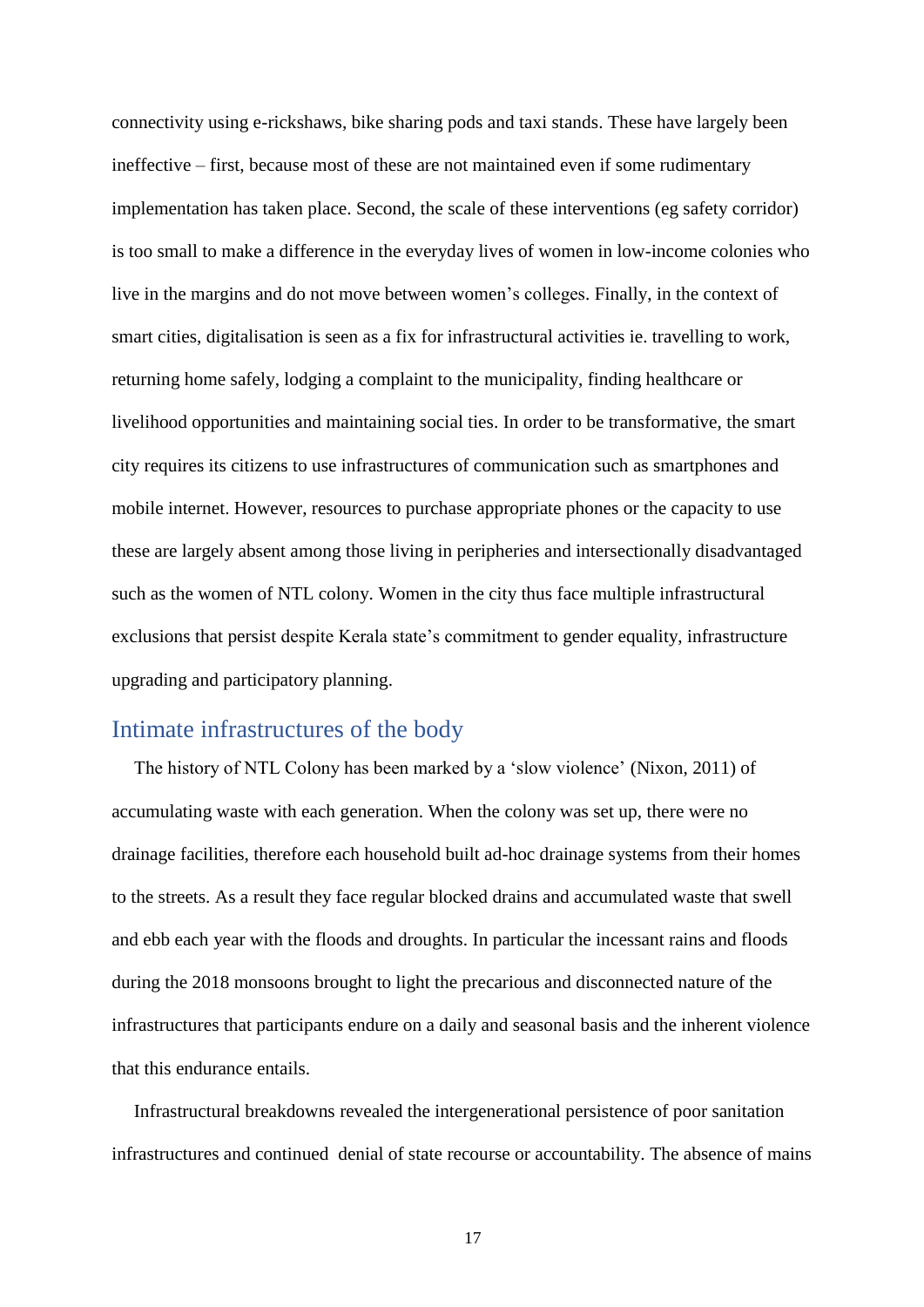connectivity using e-rickshaws, bike sharing pods and taxi stands. These have largely been ineffective – first, because most of these are not maintained even if some rudimentary implementation has taken place. Second, the scale of these interventions (eg safety corridor) is too small to make a difference in the everyday lives of women in low-income colonies who live in the margins and do not move between women's colleges. Finally, in the context of smart cities, digitalisation is seen as a fix for infrastructural activities ie. travelling to work, returning home safely, lodging a complaint to the municipality, finding healthcare or livelihood opportunities and maintaining social ties. In order to be transformative, the smart city requires its citizens to use infrastructures of communication such as smartphones and mobile internet. However, resources to purchase appropriate phones or the capacity to use these are largely absent among those living in peripheries and intersectionally disadvantaged such as the women of NTL colony. Women in the city thus face multiple infrastructural exclusions that persist despite Kerala state's commitment to gender equality, infrastructure upgrading and participatory planning.

## Intimate infrastructures of the body

The history of NTL Colony has been marked by a 'slow violence' (Nixon, 2011) of accumulating waste with each generation. When the colony was set up, there were no drainage facilities, therefore each household built ad-hoc drainage systems from their homes to the streets. As a result they face regular blocked drains and accumulated waste that swell and ebb each year with the floods and droughts. In particular the incessant rains and floods during the 2018 monsoons brought to light the precarious and disconnected nature of the infrastructures that participants endure on a daily and seasonal basis and the inherent violence that this endurance entails.

Infrastructural breakdowns revealed the intergenerational persistence of poor sanitation infrastructures and continued denial of state recourse or accountability. The absence of mains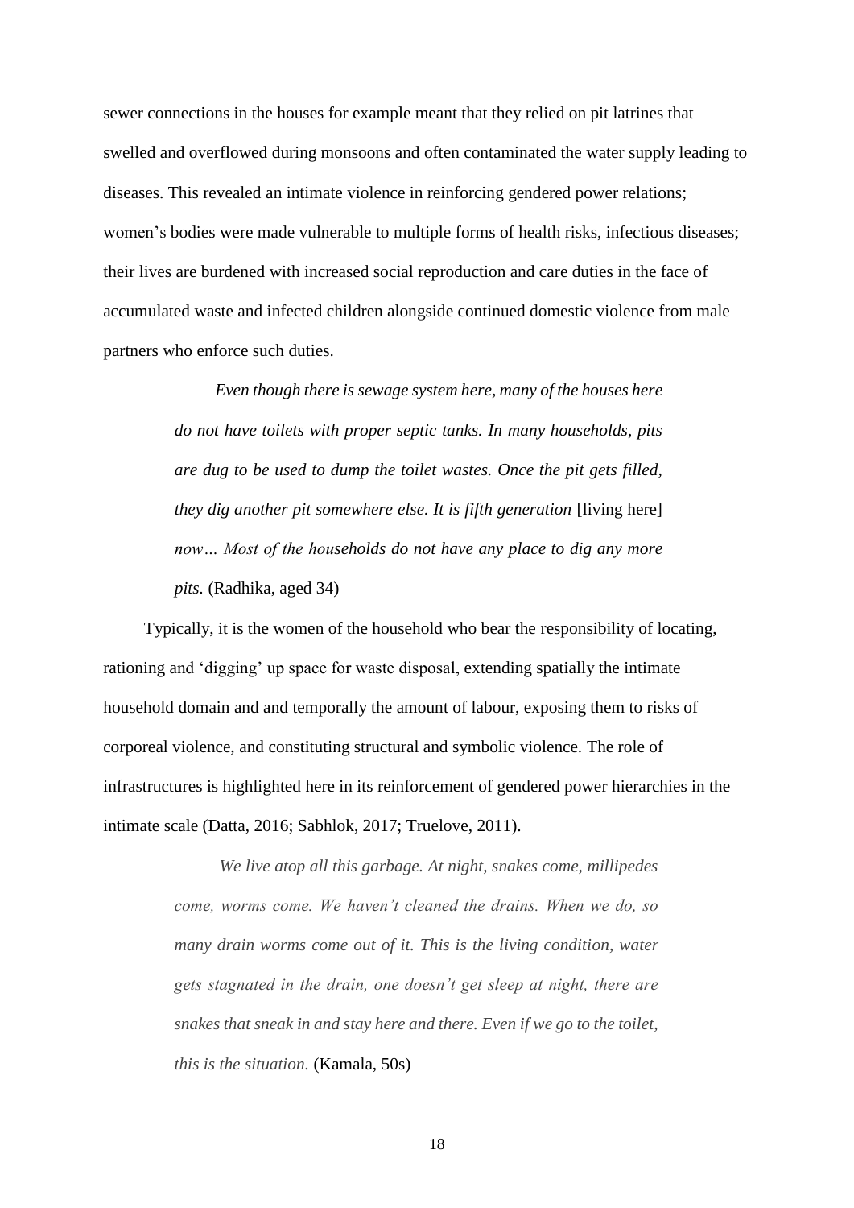sewer connections in the houses for example meant that they relied on pit latrines that swelled and overflowed during monsoons and often contaminated the water supply leading to diseases. This revealed an intimate violence in reinforcing gendered power relations; women's bodies were made vulnerable to multiple forms of health risks, infectious diseases; their lives are burdened with increased social reproduction and care duties in the face of accumulated waste and infected children alongside continued domestic violence from male partners who enforce such duties.

> *Even though there is sewage system here, many of the houses here do not have toilets with proper septic tanks. In many households, pits are dug to be used to dump the toilet wastes. Once the pit gets filled, they dig another pit somewhere else. It is fifth generation* [living here] *now… Most of the households do not have any place to dig any more pits.* (Radhika, aged 34)

Typically, it is the women of the household who bear the responsibility of locating, rationing and 'digging' up space for waste disposal, extending spatially the intimate household domain and and temporally the amount of labour, exposing them to risks of corporeal violence, and constituting structural and symbolic violence. The role of infrastructures is highlighted here in its reinforcement of gendered power hierarchies in the intimate scale (Datta, 2016; Sabhlok, 2017; Truelove, 2011).

> *We live atop all this garbage. At night, snakes come, millipedes come, worms come. We haven't cleaned the drains. When we do, so many drain worms come out of it. This is the living condition, water gets stagnated in the drain, one doesn't get sleep at night, there are snakes that sneak in and stay here and there. Even if we go to the toilet, this is the situation.* (Kamala, 50s)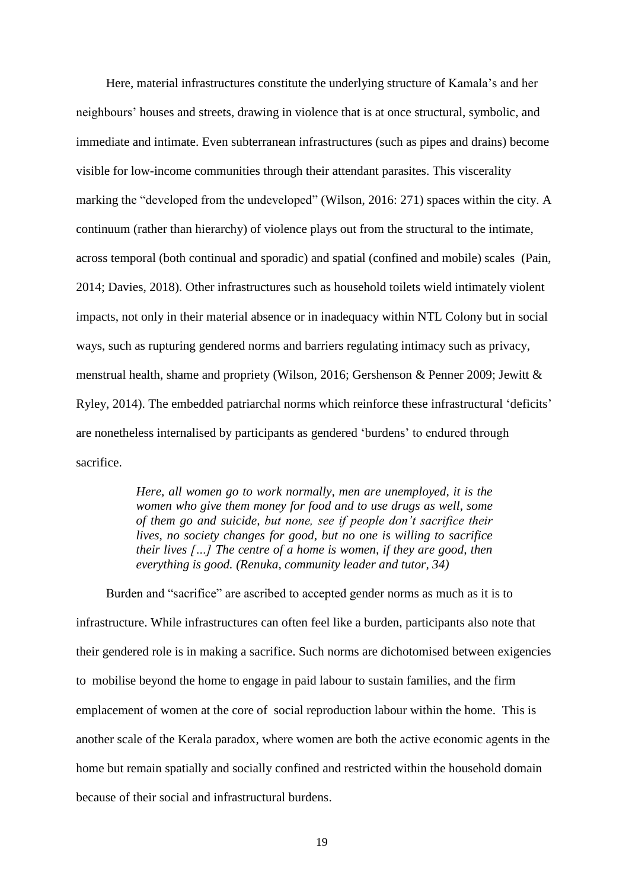Here, material infrastructures constitute the underlying structure of Kamala's and her neighbours' houses and streets, drawing in violence that is at once structural, symbolic, and immediate and intimate. Even subterranean infrastructures (such as pipes and drains) become visible for low-income communities through their attendant parasites. This viscerality marking the "developed from the undeveloped" (Wilson, 2016: 271) spaces within the city. A continuum (rather than hierarchy) of violence plays out from the structural to the intimate, across temporal (both continual and sporadic) and spatial (confined and mobile) scales (Pain, 2014; Davies, 2018). Other infrastructures such as household toilets wield intimately violent impacts, not only in their material absence or in inadequacy within NTL Colony but in social ways, such as rupturing gendered norms and barriers regulating intimacy such as privacy, menstrual health, shame and propriety (Wilson, 2016; Gershenson & Penner 2009; Jewitt & Ryley, 2014). The embedded patriarchal norms which reinforce these infrastructural 'deficits' are nonetheless internalised by participants as gendered 'burdens' to endured through sacrifice.

> *Here, all women go to work normally, men are unemployed, it is the women who give them money for food and to use drugs as well, some of them go and suicide, but none, see if people don't sacrifice their lives, no society changes for good, but no one is willing to sacrifice their lives […] The centre of a home is women, if they are good, then everything is good. (Renuka, community leader and tutor, 34)*

Burden and "sacrifice" are ascribed to accepted gender norms as much as it is to infrastructure. While infrastructures can often feel like a burden, participants also note that their gendered role is in making a sacrifice. Such norms are dichotomised between exigencies to mobilise beyond the home to engage in paid labour to sustain families, and the firm emplacement of women at the core of social reproduction labour within the home. This is another scale of the Kerala paradox, where women are both the active economic agents in the home but remain spatially and socially confined and restricted within the household domain because of their social and infrastructural burdens.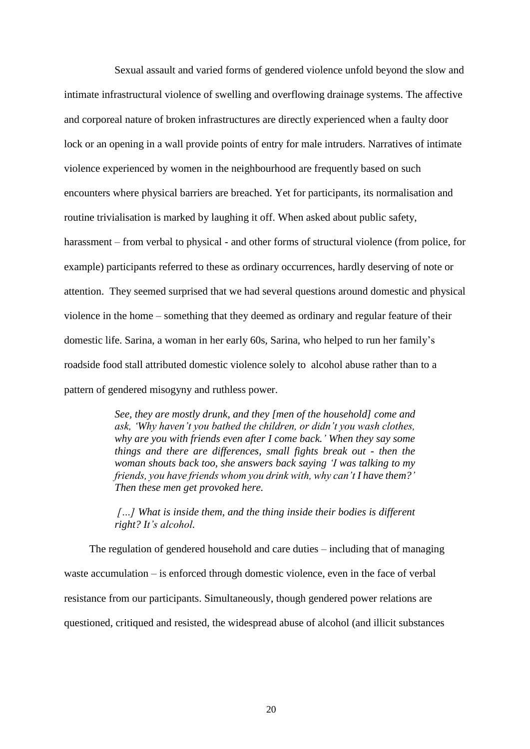Sexual assault and varied forms of gendered violence unfold beyond the slow and intimate infrastructural violence of swelling and overflowing drainage systems. The affective and corporeal nature of broken infrastructures are directly experienced when a faulty door lock or an opening in a wall provide points of entry for male intruders. Narratives of intimate violence experienced by women in the neighbourhood are frequently based on such encounters where physical barriers are breached. Yet for participants, its normalisation and routine trivialisation is marked by laughing it off. When asked about public safety, harassment – from verbal to physical - and other forms of structural violence (from police, for example) participants referred to these as ordinary occurrences, hardly deserving of note or attention. They seemed surprised that we had several questions around domestic and physical violence in the home – something that they deemed as ordinary and regular feature of their domestic life. Sarina, a woman in her early 60s, Sarina, who helped to run her family's roadside food stall attributed domestic violence solely to alcohol abuse rather than to a pattern of gendered misogyny and ruthless power.

> ***See, they are mostly drunk, and they [men of the household] come and ask, 'Why haven't you bathed the children, or didn't you wash clothes, why are you with friends even after I come back.' When they say some things and there are differences, small fights break out - then the woman shouts back too, she answers back saying 'I was talking to my friends, you have friends whom you drink with, why can't I have them?' Then these men get provoked here.***
>
> ***[…] What is inside them, and the thing inside their bodies is different right? It's alcohol.***

The regulation of gendered household and care duties – including that of managing waste accumulation – is enforced through domestic violence, even in the face of verbal resistance from our participants. Simultaneously, though gendered power relations are questioned, critiqued and resisted, the widespread abuse of alcohol (and illicit substances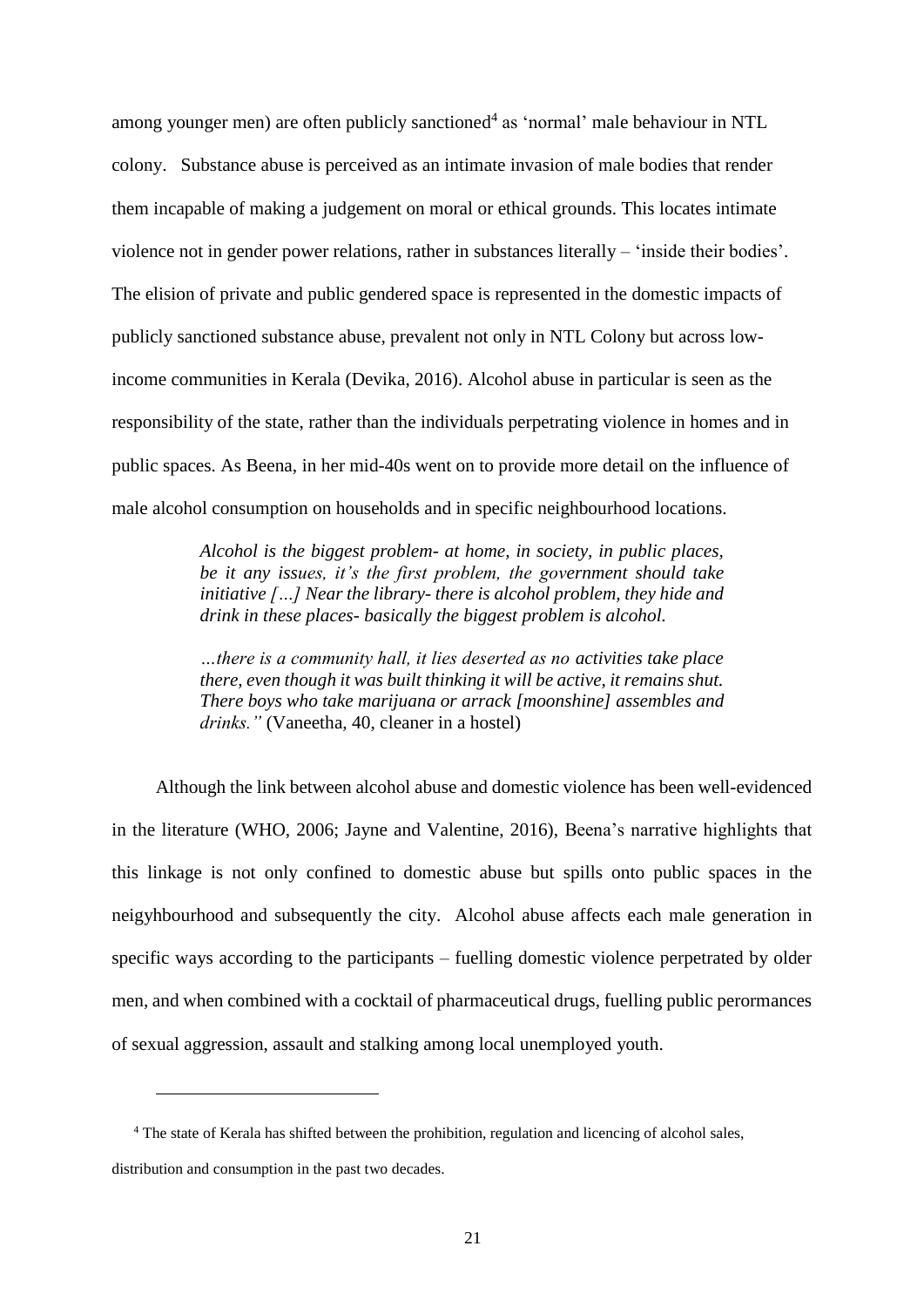among younger men) are often publicly sanctioned[4] as 'normal' male behaviour in NTL colony. Substance abuse is perceived as an intimate invasion of male bodies that render them incapable of making a judgement on moral or ethical grounds. This locates intimate violence not in gender power relations, rather in substances literally – 'inside their bodies'. The elision of private and public gendered space is represented in the domestic impacts of publicly sanctioned substance abuse, prevalent not only in NTL Colony but across low-income communities in Kerala (Devika, 2016). Alcohol abuse in particular is seen as the responsibility of the state, rather than the individuals perpetrating violence in homes and in public spaces. As Beena, in her mid-40s went on to provide more detail on the influence of male alcohol consumption on households and in specific neighbourhood locations.

> *Alcohol is the biggest problem- at home, in society, in public places, be it any issues, it's the first problem, the government should take initiative […] Near the library- there is alcohol problem, they hide and drink in these places- basically the biggest problem is alcohol.*
>
> *…there is a community hall, it lies deserted as no activities take place there, even though it was built thinking it will be active, it remains shut. There boys who take marijuana or arrack [moonshine] assembles and drinks."* (Vaneetha, 40, cleaner in a hostel)

Although the link between alcohol abuse and domestic violence has been well-evidenced in the literature (WHO, 2006; Jayne and Valentine, 2016), Beena's narrative highlights that this linkage is not only confined to domestic abuse but spills onto public spaces in the neigyhbourhood and subsequently the city. Alcohol abuse affects each male generation in specific ways according to the participants – fuelling domestic violence perpetrated by older men, and when combined with a cocktail of pharmaceutical drugs, fuelling public perormances of sexual aggression, assault and stalking among local unemployed youth.

---

[4] The state of Kerala has shifted between the prohibition, regulation and licencing of alcohol sales, distribution and consumption in the past two decades.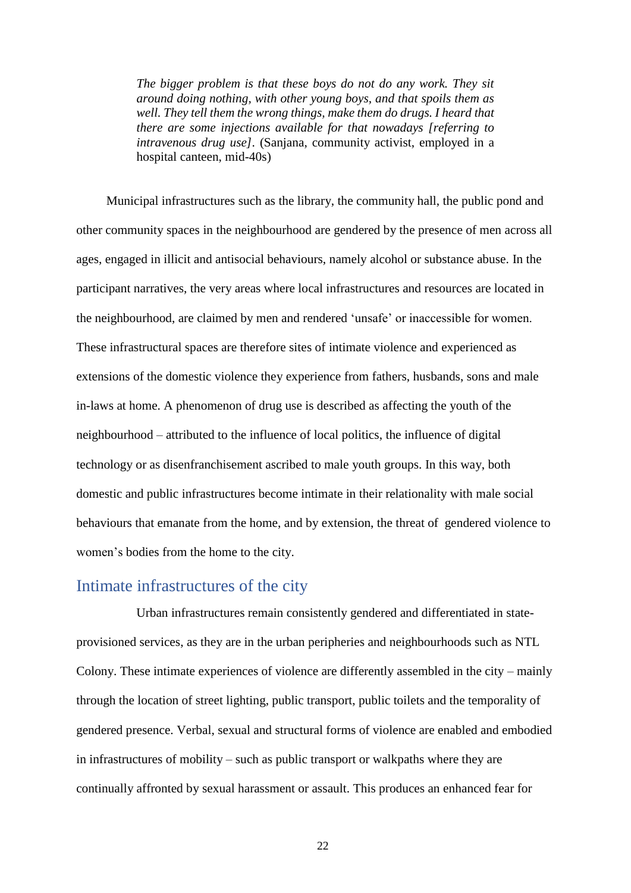> *The bigger problem is that these boys do not do any work. They sit around doing nothing, with other young boys, and that spoils them as well. They tell them the wrong things, make them do drugs. I heard that there are some injections available for that nowadays [referring to intravenous drug use].* (Sanjana, community activist, employed in a hospital canteen, mid-40s)

Municipal infrastructures such as the library, the community hall, the public pond and other community spaces in the neighbourhood are gendered by the presence of men across all ages, engaged in illicit and antisocial behaviours, namely alcohol or substance abuse. In the participant narratives, the very areas where local infrastructures and resources are located in the neighbourhood, are claimed by men and rendered 'unsafe' or inaccessible for women. These infrastructural spaces are therefore sites of intimate violence and experienced as extensions of the domestic violence they experience from fathers, husbands, sons and male in-laws at home. A phenomenon of drug use is described as affecting the youth of the neighbourhood – attributed to the influence of local politics, the influence of digital technology or as disenfranchisement ascribed to male youth groups. In this way, both domestic and public infrastructures become intimate in their relationality with male social behaviours that emanate from the home, and by extension, the threat of gendered violence to women's bodies from the home to the city.

## Intimate infrastructures of the city

Urban infrastructures remain consistently gendered and differentiated in state-provisioned services, as they are in the urban peripheries and neighbourhoods such as NTL Colony. These intimate experiences of violence are differently assembled in the city – mainly through the location of street lighting, public transport, public toilets and the temporality of gendered presence. Verbal, sexual and structural forms of violence are enabled and embodied in infrastructures of mobility – such as public transport or walkpaths where they are continually affronted by sexual harassment or assault. This produces an enhanced fear for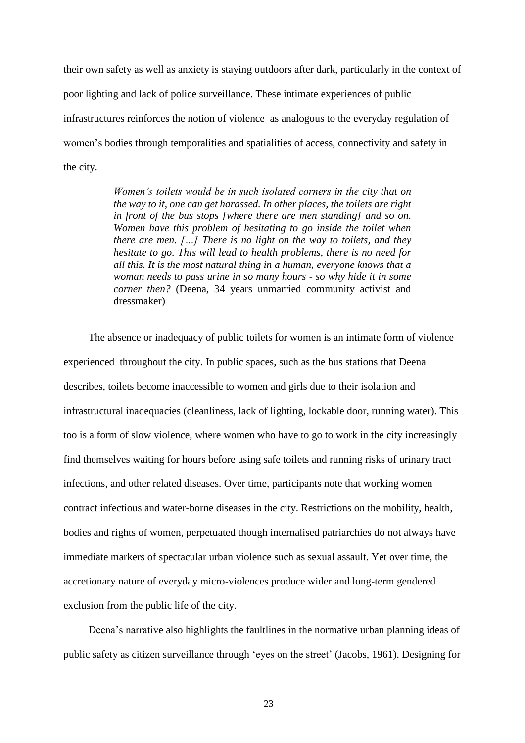their own safety as well as anxiety is staying outdoors after dark, particularly in the context of poor lighting and lack of police surveillance. These intimate experiences of public infrastructures reinforces the notion of violence as analogous to the everyday regulation of women's bodies through temporalities and spatialities of access, connectivity and safety in the city.

> *Women's toilets would be in such isolated corners in the city that on the way to it, one can get harassed. In other places, the toilets are right in front of the bus stops [where there are men standing] and so on. Women have this problem of hesitating to go inside the toilet when there are men. […] There is no light on the way to toilets, and they hesitate to go. This will lead to health problems, there is no need for all this. It is the most natural thing in a human, everyone knows that a woman needs to pass urine in so many hours - so why hide it in some corner then?* (Deena, 34 years unmarried community activist and dressmaker)

The absence or inadequacy of public toilets for women is an intimate form of violence experienced throughout the city. In public spaces, such as the bus stations that Deena describes, toilets become inaccessible to women and girls due to their isolation and infrastructural inadequacies (cleanliness, lack of lighting, lockable door, running water). This too is a form of slow violence, where women who have to go to work in the city increasingly find themselves waiting for hours before using safe toilets and running risks of urinary tract infections, and other related diseases. Over time, participants note that working women contract infectious and water-borne diseases in the city. Restrictions on the mobility, health, bodies and rights of women, perpetuated though internalised patriarchies do not always have immediate markers of spectacular urban violence such as sexual assault. Yet over time, the accretionary nature of everyday micro-violences produce wider and long-term gendered exclusion from the public life of the city.

Deena's narrative also highlights the faultlines in the normative urban planning ideas of public safety as citizen surveillance through 'eyes on the street' (Jacobs, 1961). Designing for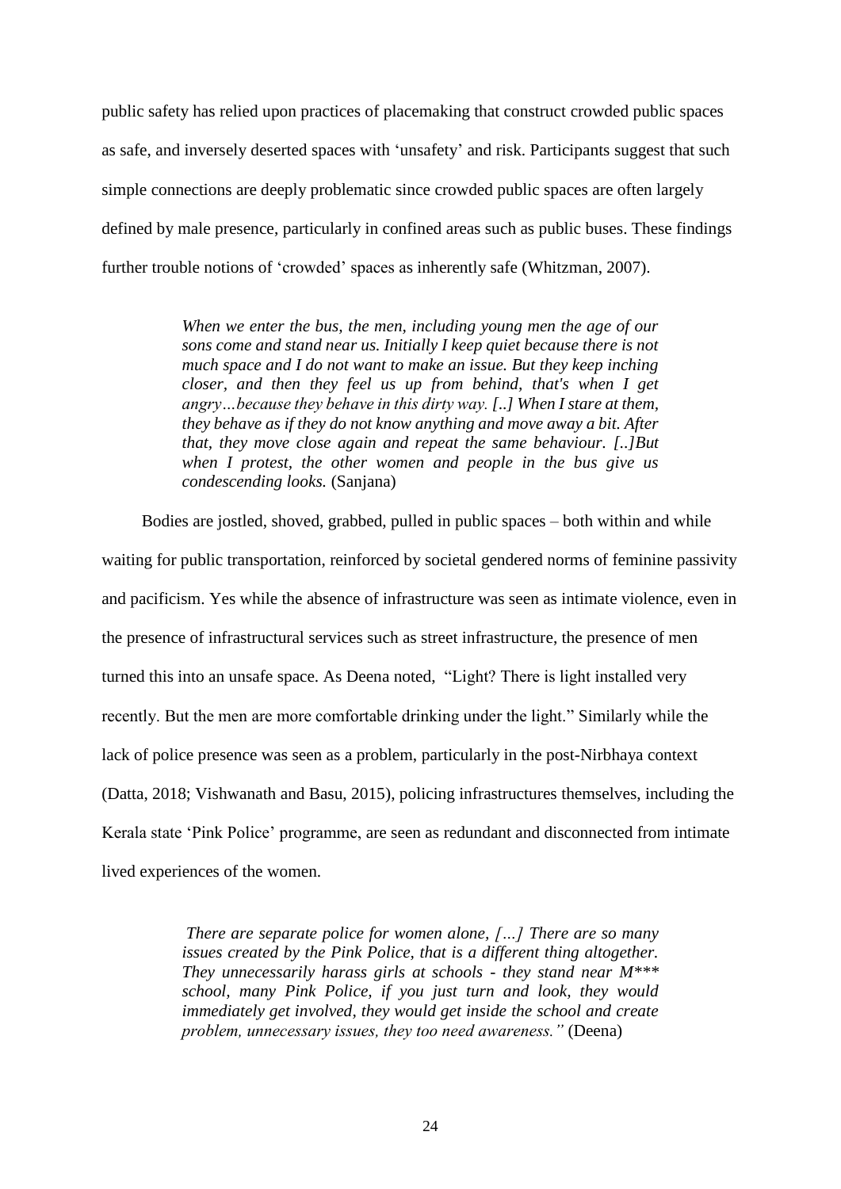public safety has relied upon practices of placemaking that construct crowded public spaces as safe, and inversely deserted spaces with 'unsafety' and risk. Participants suggest that such simple connections are deeply problematic since crowded public spaces are often largely defined by male presence, particularly in confined areas such as public buses. These findings further trouble notions of 'crowded' spaces as inherently safe (Whitzman, 2007).

> *When we enter the bus, the men, including young men the age of our sons come and stand near us. Initially I keep quiet because there is not much space and I do not want to make an issue. But they keep inching closer, and then they feel us up from behind, that's when I get angry…because they behave in this dirty way. [..] When I stare at them, they behave as if they do not know anything and move away a bit. After that, they move close again and repeat the same behaviour. [..]But when I protest, the other women and people in the bus give us condescending looks.* (Sanjana)

Bodies are jostled, shoved, grabbed, pulled in public spaces – both within and while waiting for public transportation, reinforced by societal gendered norms of feminine passivity and pacificism. Yes while the absence of infrastructure was seen as intimate violence, even in the presence of infrastructural services such as street infrastructure, the presence of men turned this into an unsafe space. As Deena noted, "Light? There is light installed very recently. But the men are more comfortable drinking under the light." Similarly while the lack of police presence was seen as a problem, particularly in the post-Nirbhaya context (Datta, 2018; Vishwanath and Basu, 2015), policing infrastructures themselves, including the Kerala state 'Pink Police' programme, are seen as redundant and disconnected from intimate lived experiences of the women.

> *There are separate police for women alone, […] There are so many issues created by the Pink Police, that is a different thing altogether. They unnecessarily harass girls at schools - they stand near M\*\*\* school, many Pink Police, if you just turn and look, they would immediately get involved, they would get inside the school and create problem, unnecessary issues, they too need awareness."* (Deena)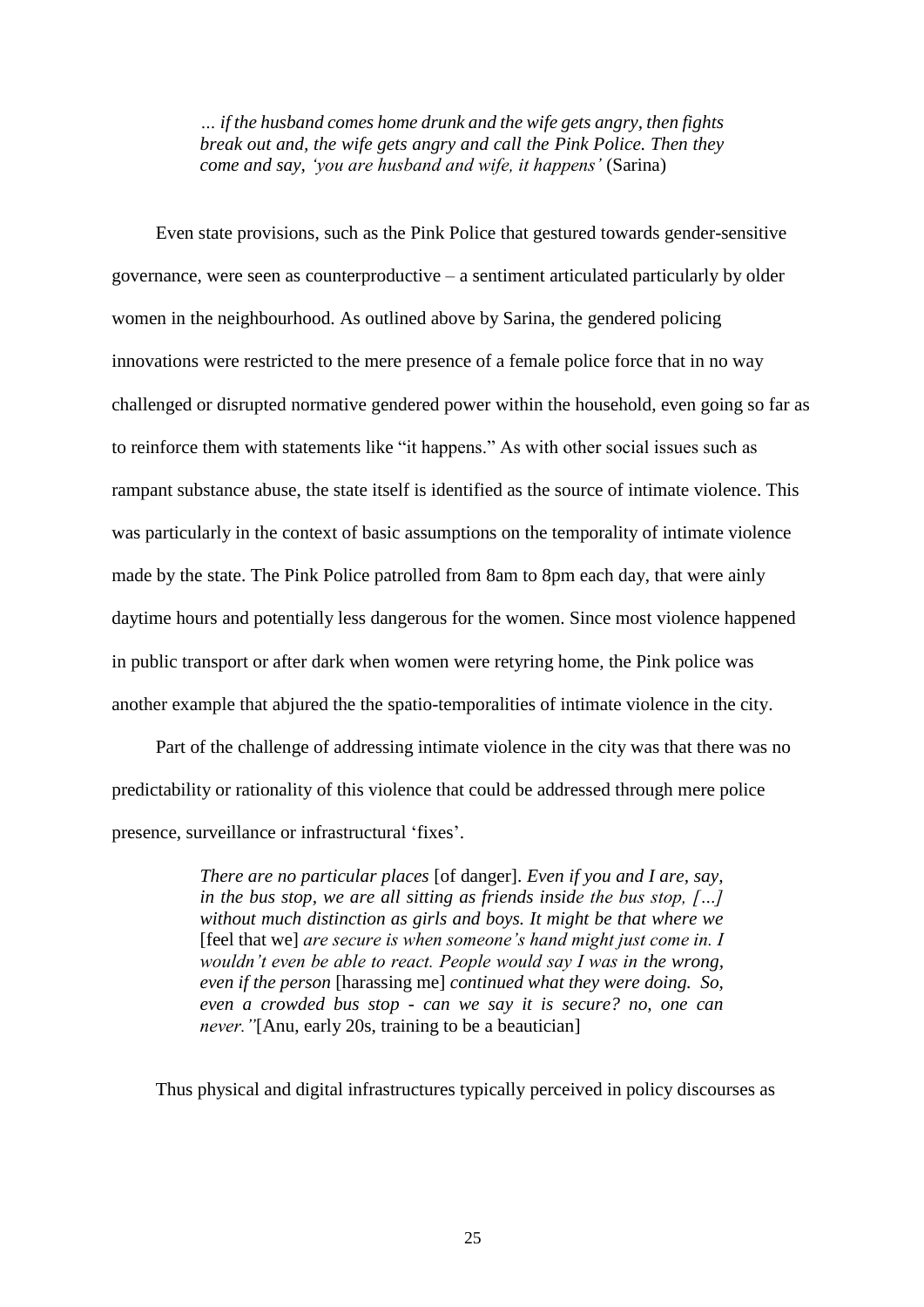> *… if the husband comes home drunk and the wife gets angry, then fights break out and, the wife gets angry and call the Pink Police. Then they come and say, 'you are husband and wife, it happens'* (Sarina)

Even state provisions, such as the Pink Police that gestured towards gender-sensitive governance, were seen as counterproductive – a sentiment articulated particularly by older women in the neighbourhood. As outlined above by Sarina, the gendered policing innovations were restricted to the mere presence of a female police force that in no way challenged or disrupted normative gendered power within the household, even going so far as to reinforce them with statements like "it happens." As with other social issues such as rampant substance abuse, the state itself is identified as the source of intimate violence. This was particularly in the context of basic assumptions on the temporality of intimate violence made by the state. The Pink Police patrolled from 8am to 8pm each day, that were ainly daytime hours and potentially less dangerous for the women. Since most violence happened in public transport or after dark when women were retyring home, the Pink police was another example that abjured the the spatio-temporalities of intimate violence in the city.

Part of the challenge of addressing intimate violence in the city was that there was no predictability or rationality of this violence that could be addressed through mere police presence, surveillance or infrastructural 'fixes'.

> *There are no particular places* [of danger]. *Even if you and I are, say, in the bus stop, we are all sitting as friends inside the bus stop, […] without much distinction as girls and boys. It might be that where we* [feel that we] *are secure is when someone's hand might just come in. I wouldn't even be able to react. People would say I was in the wrong, even if the person* [harassing me] *continued what they were doing. So, even a crowded bus stop - can we say it is secure? no, one can never."*[Anu, early 20s, training to be a beautician]

Thus physical and digital infrastructures typically perceived in policy discourses as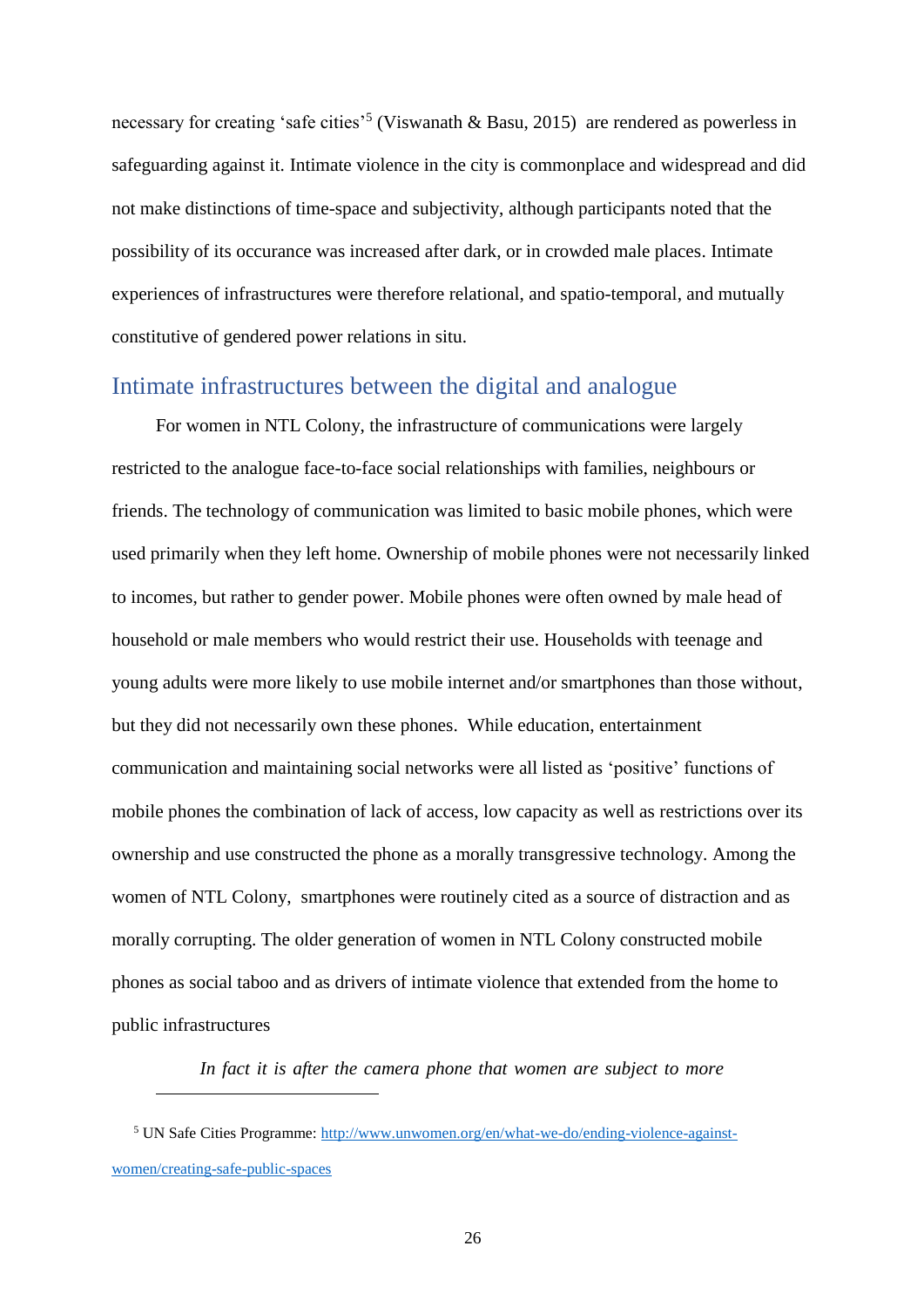necessary for creating 'safe cities'[5] (Viswanath & Basu, 2015) are rendered as powerless in safeguarding against it. Intimate violence in the city is commonplace and widespread and did not make distinctions of time-space and subjectivity, although participants noted that the possibility of its occurance was increased after dark, or in crowded male places. Intimate experiences of infrastructures were therefore relational, and spatio-temporal, and mutually constitutive of gendered power relations in situ.

## Intimate infrastructures between the digital and analogue

For women in NTL Colony, the infrastructure of communications were largely restricted to the analogue face-to-face social relationships with families, neighbours or friends. The technology of communication was limited to basic mobile phones, which were used primarily when they left home. Ownership of mobile phones were not necessarily linked to incomes, but rather to gender power. Mobile phones were often owned by male head of household or male members who would restrict their use. Households with teenage and young adults were more likely to use mobile internet and/or smartphones than those without, but they did not necessarily own these phones. While education, entertainment communication and maintaining social networks were all listed as 'positive' functions of mobile phones the combination of lack of access, low capacity as well as restrictions over its ownership and use constructed the phone as a morally transgressive technology. Among the women of NTL Colony, smartphones were routinely cited as a source of distraction and as morally corrupting. The older generation of women in NTL Colony constructed mobile phones as social taboo and as drivers of intimate violence that extended from the home to public infrastructures

*In fact it is after the camera phone that women are subject to more*

[5] UN Safe Cities Programme: http://www.unwomen.org/en/what-we-do/ending-violence-against-women/creating-safe-public-spaces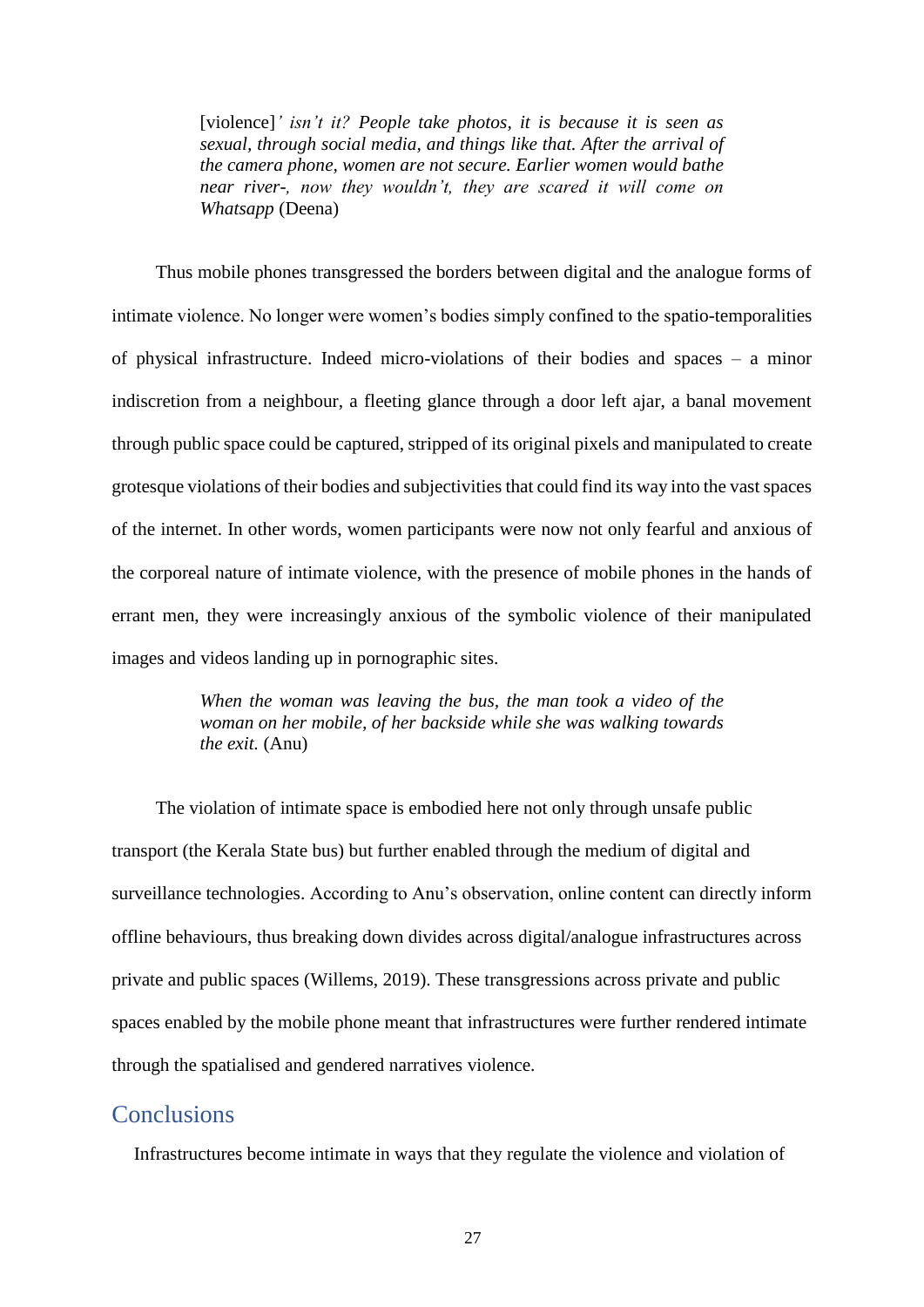> [violence]*' isn't it? People take photos, it is because it is seen as sexual, through social media, and things like that. After the arrival of the camera phone, women are not secure. Earlier women would bathe near river-, now they wouldn't, they are scared it will come on Whatsapp* (Deena)

Thus mobile phones transgressed the borders between digital and the analogue forms of intimate violence. No longer were women's bodies simply confined to the spatio-temporalities of physical infrastructure. Indeed micro-violations of their bodies and spaces – a minor indiscretion from a neighbour, a fleeting glance through a door left ajar, a banal movement through public space could be captured, stripped of its original pixels and manipulated to create grotesque violations of their bodies and subjectivities that could find its way into the vast spaces of the internet. In other words, women participants were now not only fearful and anxious of the corporeal nature of intimate violence, with the presence of mobile phones in the hands of errant men, they were increasingly anxious of the symbolic violence of their manipulated images and videos landing up in pornographic sites.

> *When the woman was leaving the bus, the man took a video of the woman on her mobile, of her backside while she was walking towards the exit.* (Anu)

The violation of intimate space is embodied here not only through unsafe public transport (the Kerala State bus) but further enabled through the medium of digital and surveillance technologies. According to Anu's observation, online content can directly inform offline behaviours, thus breaking down divides across digital/analogue infrastructures across private and public spaces (Willems, 2019). These transgressions across private and public spaces enabled by the mobile phone meant that infrastructures were further rendered intimate through the spatialised and gendered narratives violence.

## Conclusions

Infrastructures become intimate in ways that they regulate the violence and violation of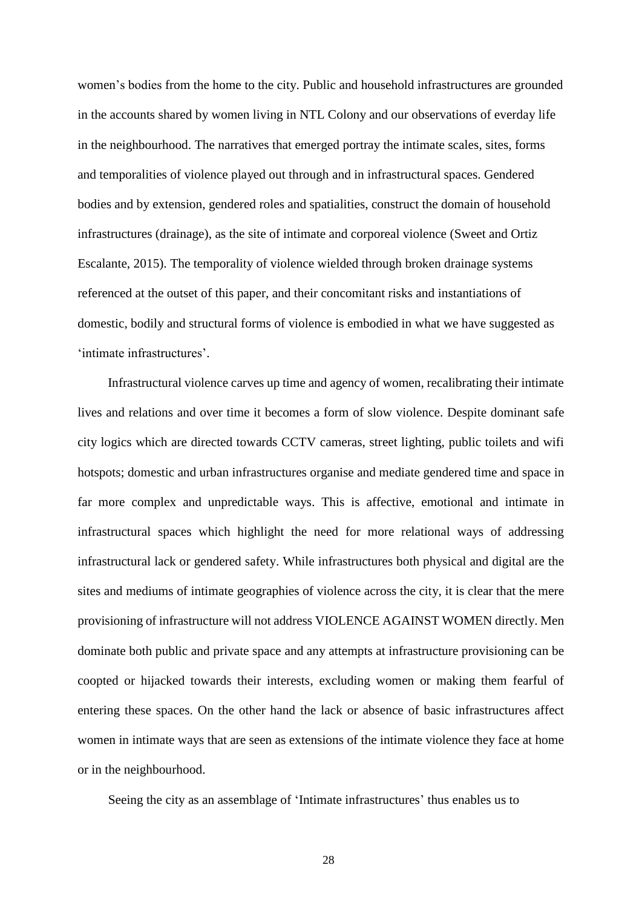women's bodies from the home to the city. Public and household infrastructures are grounded in the accounts shared by women living in NTL Colony and our observations of everday life in the neighbourhood. The narratives that emerged portray the intimate scales, sites, forms and temporalities of violence played out through and in infrastructural spaces. Gendered bodies and by extension, gendered roles and spatialities, construct the domain of household infrastructures (drainage), as the site of intimate and corporeal violence (Sweet and Ortiz Escalante, 2015). The temporality of violence wielded through broken drainage systems referenced at the outset of this paper, and their concomitant risks and instantiations of domestic, bodily and structural forms of violence is embodied in what we have suggested as 'intimate infrastructures'.

Infrastructural violence carves up time and agency of women, recalibrating their intimate lives and relations and over time it becomes a form of slow violence. Despite dominant safe city logics which are directed towards CCTV cameras, street lighting, public toilets and wifi hotspots; domestic and urban infrastructures organise and mediate gendered time and space in far more complex and unpredictable ways. This is affective, emotional and intimate in infrastructural spaces which highlight the need for more relational ways of addressing infrastructural lack or gendered safety. While infrastructures both physical and digital are the sites and mediums of intimate geographies of violence across the city, it is clear that the mere provisioning of infrastructure will not address VIOLENCE AGAINST WOMEN directly. Men dominate both public and private space and any attempts at infrastructure provisioning can be coopted or hijacked towards their interests, excluding women or making them fearful of entering these spaces. On the other hand the lack or absence of basic infrastructures affect women in intimate ways that are seen as extensions of the intimate violence they face at home or in the neighbourhood.

Seeing the city as an assemblage of 'Intimate infrastructures' thus enables us to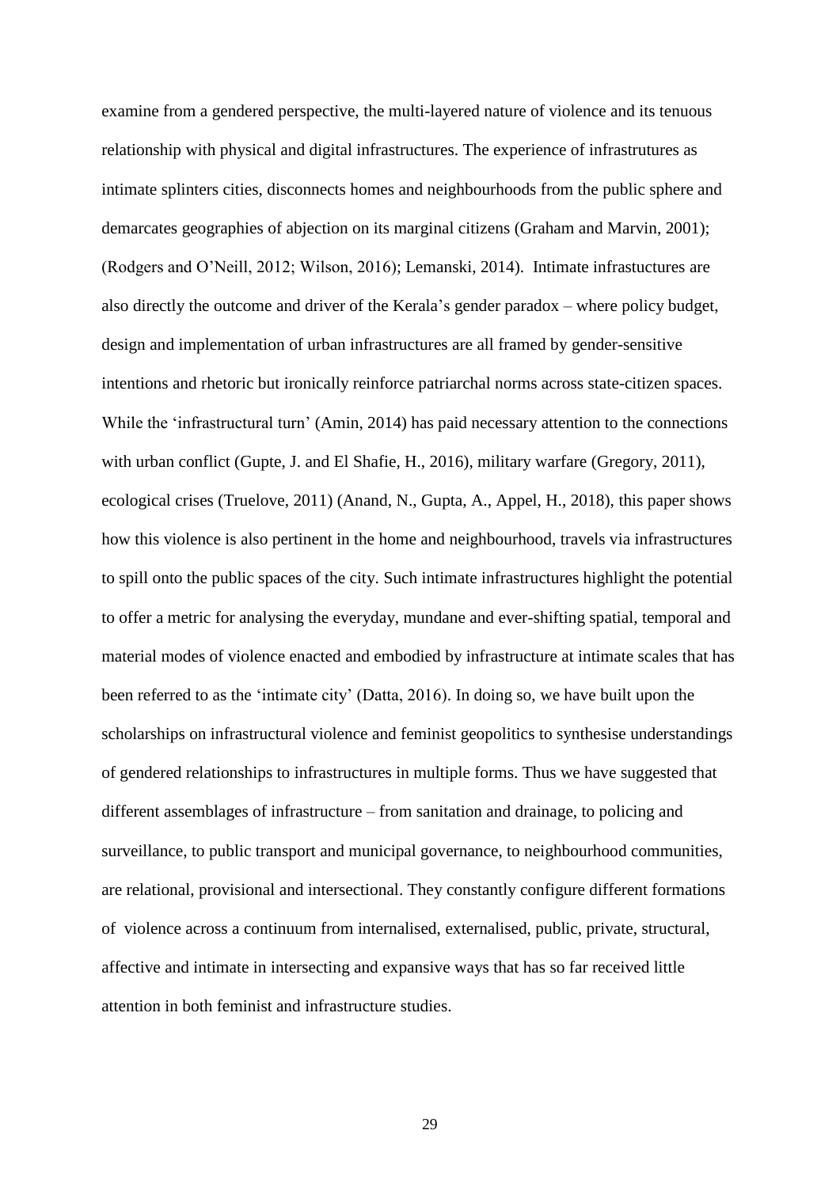examine from a gendered perspective, the multi-layered nature of violence and its tenuous relationship with physical and digital infrastructures. The experience of infrastrutures as intimate splinters cities, disconnects homes and neighbourhoods from the public sphere and demarcates geographies of abjection on its marginal citizens (Graham and Marvin, 2001); (Rodgers and O'Neill, 2012; Wilson, 2016); Lemanski, 2014). Intimate infrastuctures are also directly the outcome and driver of the Kerala's gender paradox – where policy budget, design and implementation of urban infrastructures are all framed by gender-sensitive intentions and rhetoric but ironically reinforce patriarchal norms across state-citizen spaces. While the 'infrastructural turn' (Amin, 2014) has paid necessary attention to the connections with urban conflict (Gupte, J. and El Shafie, H., 2016), military warfare (Gregory, 2011), ecological crises (Truelove, 2011) (Anand, N., Gupta, A., Appel, H., 2018), this paper shows how this violence is also pertinent in the home and neighbourhood, travels via infrastructures to spill onto the public spaces of the city. Such intimate infrastructures highlight the potential to offer a metric for analysing the everyday, mundane and ever-shifting spatial, temporal and material modes of violence enacted and embodied by infrastructure at intimate scales that has been referred to as the 'intimate city' (Datta, 2016). In doing so, we have built upon the scholarships on infrastructural violence and feminist geopolitics to synthesise understandings of gendered relationships to infrastructures in multiple forms. Thus we have suggested that different assemblages of infrastructure – from sanitation and drainage, to policing and surveillance, to public transport and municipal governance, to neighbourhood communities, are relational, provisional and intersectional. They constantly configure different formations of violence across a continuum from internalised, externalised, public, private, structural, affective and intimate in intersecting and expansive ways that has so far received little attention in both feminist and infrastructure studies.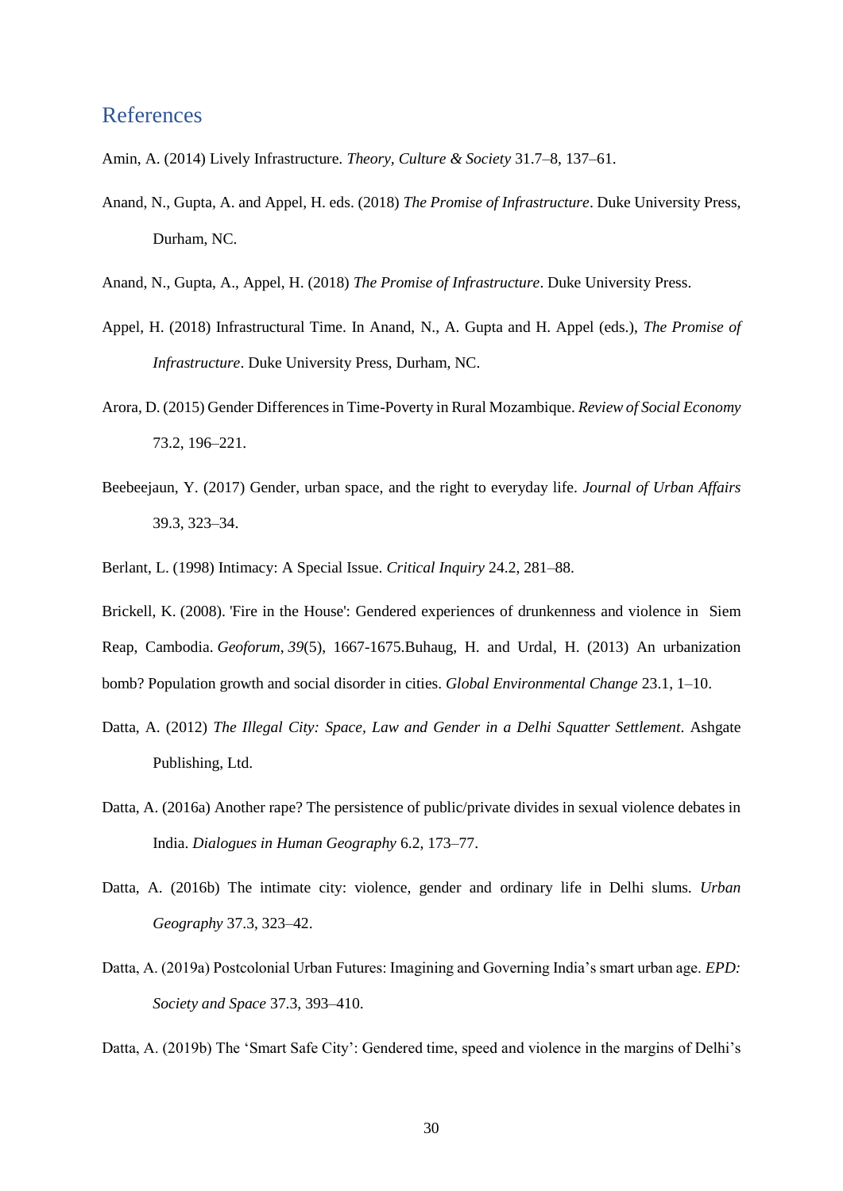## References

Amin, A. (2014) Lively Infrastructure. *Theory, Culture & Society* 31.7–8, 137–61.

Anand, N., Gupta, A. and Appel, H. eds. (2018) *The Promise of Infrastructure*. Duke University Press, Durham, NC.

Anand, N., Gupta, A., Appel, H. (2018) *The Promise of Infrastructure*. Duke University Press.

Appel, H. (2018) Infrastructural Time. In Anand, N., A. Gupta and H. Appel (eds.), *The Promise of Infrastructure*. Duke University Press, Durham, NC.

Arora, D. (2015) Gender Differences in Time-Poverty in Rural Mozambique. *Review of Social Economy* 73.2, 196–221.

Beebeejaun, Y. (2017) Gender, urban space, and the right to everyday life. *Journal of Urban Affairs* 39.3, 323–34.

Berlant, L. (1998) Intimacy: A Special Issue. *Critical Inquiry* 24.2, 281–88.

Brickell, K. (2008). 'Fire in the House': Gendered experiences of drunkenness and violence in Siem Reap, Cambodia. *Geoforum*, *39*(5), 1667-1675.Buhaug, H. and Urdal, H. (2013) An urbanization bomb? Population growth and social disorder in cities. *Global Environmental Change* 23.1, 1–10.

Datta, A. (2012) *The Illegal City: Space, Law and Gender in a Delhi Squatter Settlement*. Ashgate Publishing, Ltd.

Datta, A. (2016a) Another rape? The persistence of public/private divides in sexual violence debates in India. *Dialogues in Human Geography* 6.2, 173–77.

Datta, A. (2016b) The intimate city: violence, gender and ordinary life in Delhi slums. *Urban Geography* 37.3, 323–42.

Datta, A. (2019a) Postcolonial Urban Futures: Imagining and Governing India's smart urban age. *EPD: Society and Space* 37.3, 393–410.

Datta, A. (2019b) The 'Smart Safe City': Gendered time, speed and violence in the margins of Delhi's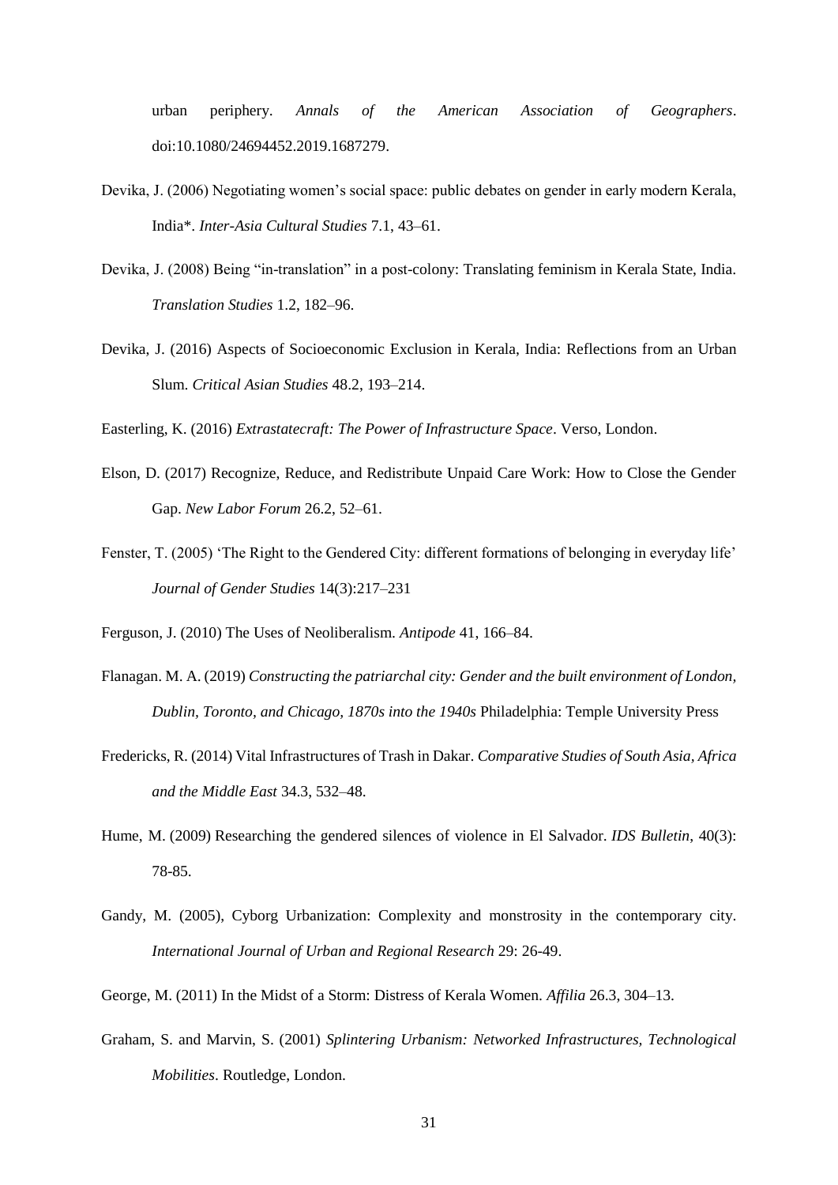urban periphery. *Annals of the American Association of Geographers*. doi:10.1080/24694452.2019.1687279.

Devika, J. (2006) Negotiating women's social space: public debates on gender in early modern Kerala, India*. *Inter-Asia Cultural Studies* 7.1, 43–61.

Devika, J. (2008) Being "in-translation" in a post-colony: Translating feminism in Kerala State, India. *Translation Studies* 1.2, 182–96.

Devika, J. (2016) Aspects of Socioeconomic Exclusion in Kerala, India: Reflections from an Urban Slum. *Critical Asian Studies* 48.2, 193–214.

Easterling, K. (2016) *Extrastatecraft: The Power of Infrastructure Space*. Verso, London.

Elson, D. (2017) Recognize, Reduce, and Redistribute Unpaid Care Work: How to Close the Gender Gap. *New Labor Forum* 26.2, 52–61.

Fenster, T. (2005) 'The Right to the Gendered City: different formations of belonging in everyday life' *Journal of Gender Studies* 14(3):217–231

Ferguson, J. (2010) The Uses of Neoliberalism. *Antipode* 41, 166–84.

Flanagan. M. A. (2019) *Constructing the patriarchal city: Gender and the built environment of London, Dublin, Toronto, and Chicago, 1870s into the 1940s* Philadelphia: Temple University Press

Fredericks, R. (2014) Vital Infrastructures of Trash in Dakar. *Comparative Studies of South Asia, Africa and the Middle East* 34.3, 532–48.

Hume, M. (2009) Researching the gendered silences of violence in El Salvador. *IDS Bulletin*, 40(3): 78-85.

Gandy, M. (2005), Cyborg Urbanization: Complexity and monstrosity in the contemporary city. *International Journal of Urban and Regional Research* 29: 26-49.

George, M. (2011) In the Midst of a Storm: Distress of Kerala Women. *Affilia* 26.3, 304–13.

Graham, S. and Marvin, S. (2001) *Splintering Urbanism: Networked Infrastructures, Technological Mobilities*. Routledge, London.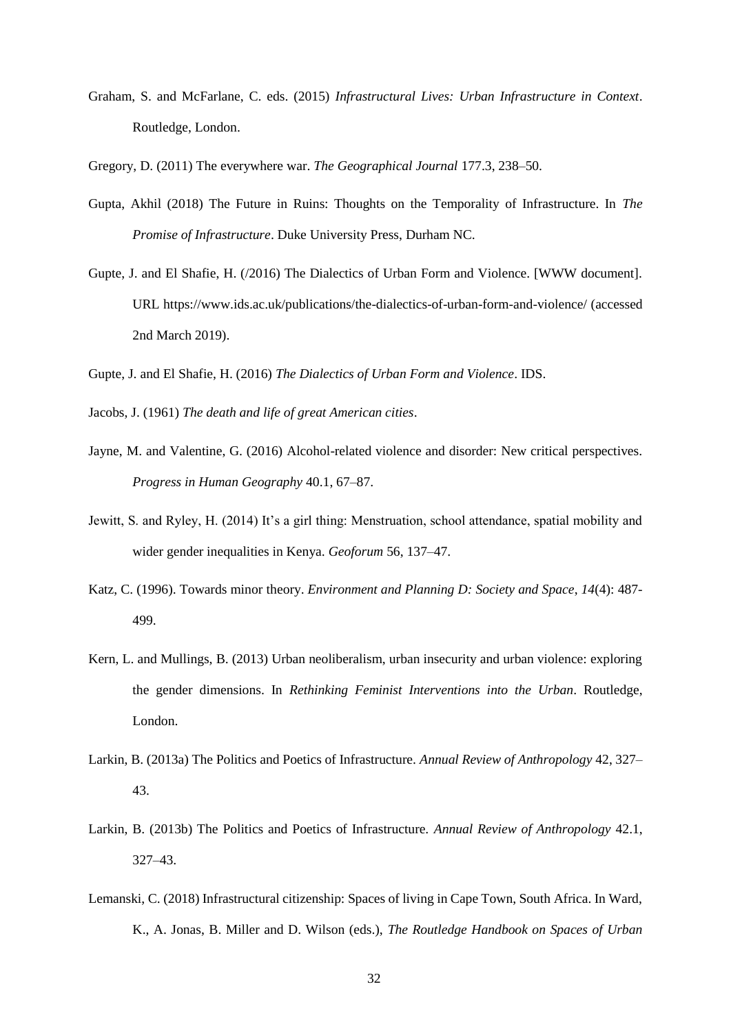Graham, S. and McFarlane, C. eds. (2015) *Infrastructural Lives: Urban Infrastructure in Context*. Routledge, London.

Gregory, D. (2011) The everywhere war. *The Geographical Journal* 177.3, 238–50.

Gupta, Akhil (2018) The Future in Ruins: Thoughts on the Temporality of Infrastructure. In *The Promise of Infrastructure*. Duke University Press, Durham NC.

Gupte, J. and El Shafie, H. (/2016) The Dialectics of Urban Form and Violence. [WWW document]. URL https://www.ids.ac.uk/publications/the-dialectics-of-urban-form-and-violence/ (accessed 2nd March 2019).

Gupte, J. and El Shafie, H. (2016) *The Dialectics of Urban Form and Violence*. IDS.

Jacobs, J. (1961) *The death and life of great American cities*.

Jayne, M. and Valentine, G. (2016) Alcohol-related violence and disorder: New critical perspectives. *Progress in Human Geography* 40.1, 67–87.

Jewitt, S. and Ryley, H. (2014) It's a girl thing: Menstruation, school attendance, spatial mobility and wider gender inequalities in Kenya. *Geoforum* 56, 137–47.

Katz, C. (1996). Towards minor theory. *Environment and Planning D: Society and Space*, *14*(4): 487-499.

Kern, L. and Mullings, B. (2013) Urban neoliberalism, urban insecurity and urban violence: exploring the gender dimensions. In *Rethinking Feminist Interventions into the Urban*. Routledge, London.

Larkin, B. (2013a) The Politics and Poetics of Infrastructure. *Annual Review of Anthropology* 42, 327–43.

Larkin, B. (2013b) The Politics and Poetics of Infrastructure. *Annual Review of Anthropology* 42.1, 327–43.

Lemanski, C. (2018) Infrastructural citizenship: Spaces of living in Cape Town, South Africa. In Ward, K., A. Jonas, B. Miller and D. Wilson (eds.), *The Routledge Handbook on Spaces of Urban*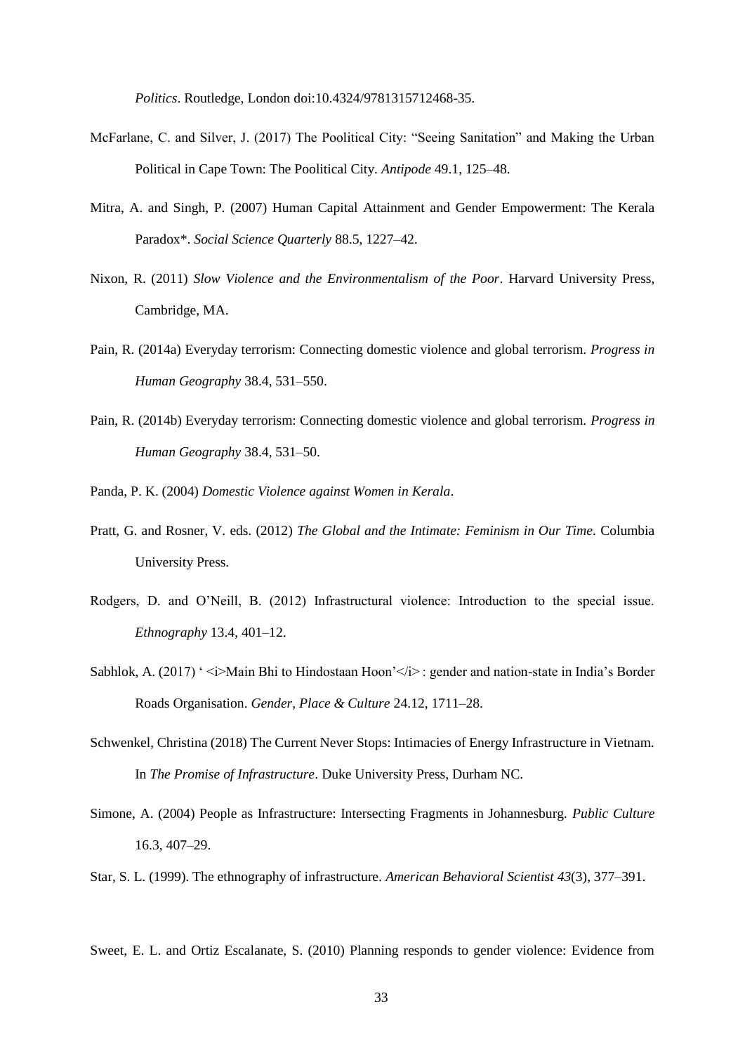*Politics*. Routledge, London doi:10.4324/9781315712468-35.

McFarlane, C. and Silver, J. (2017) The Poolitical City: "Seeing Sanitation" and Making the Urban Political in Cape Town: The Poolitical City. *Antipode* 49.1, 125–48.

Mitra, A. and Singh, P. (2007) Human Capital Attainment and Gender Empowerment: The Kerala Paradox*. *Social Science Quarterly* 88.5, 1227–42.

Nixon, R. (2011) *Slow Violence and the Environmentalism of the Poor*. Harvard University Press, Cambridge, MA.

Pain, R. (2014a) Everyday terrorism: Connecting domestic violence and global terrorism. *Progress in Human Geography* 38.4, 531–550.

Pain, R. (2014b) Everyday terrorism: Connecting domestic violence and global terrorism. *Progress in Human Geography* 38.4, 531–50.

Panda, P. K. (2004) *Domestic Violence against Women in Kerala*.

Pratt, G. and Rosner, V. eds. (2012) *The Global and the Intimate: Feminism in Our Time*. Columbia University Press.

Rodgers, D. and O'Neill, B. (2012) Infrastructural violence: Introduction to the special issue. *Ethnography* 13.4, 401–12.

Sabhlok, A. (2017) ' <i>Main Bhi to Hindostaan Hoon'</i> : gender and nation-state in India's Border Roads Organisation. *Gender, Place & Culture* 24.12, 1711–28.

Schwenkel, Christina (2018) The Current Never Stops: Intimacies of Energy Infrastructure in Vietnam. In *The Promise of Infrastructure*. Duke University Press, Durham NC.

Simone, A. (2004) People as Infrastructure: Intersecting Fragments in Johannesburg. *Public Culture* 16.3, 407–29.

Star, S. L. (1999). The ethnography of infrastructure. *American Behavioral Scientist 43*(3), 377–391.

Sweet, E. L. and Ortiz Escalanate, S. (2010) Planning responds to gender violence: Evidence from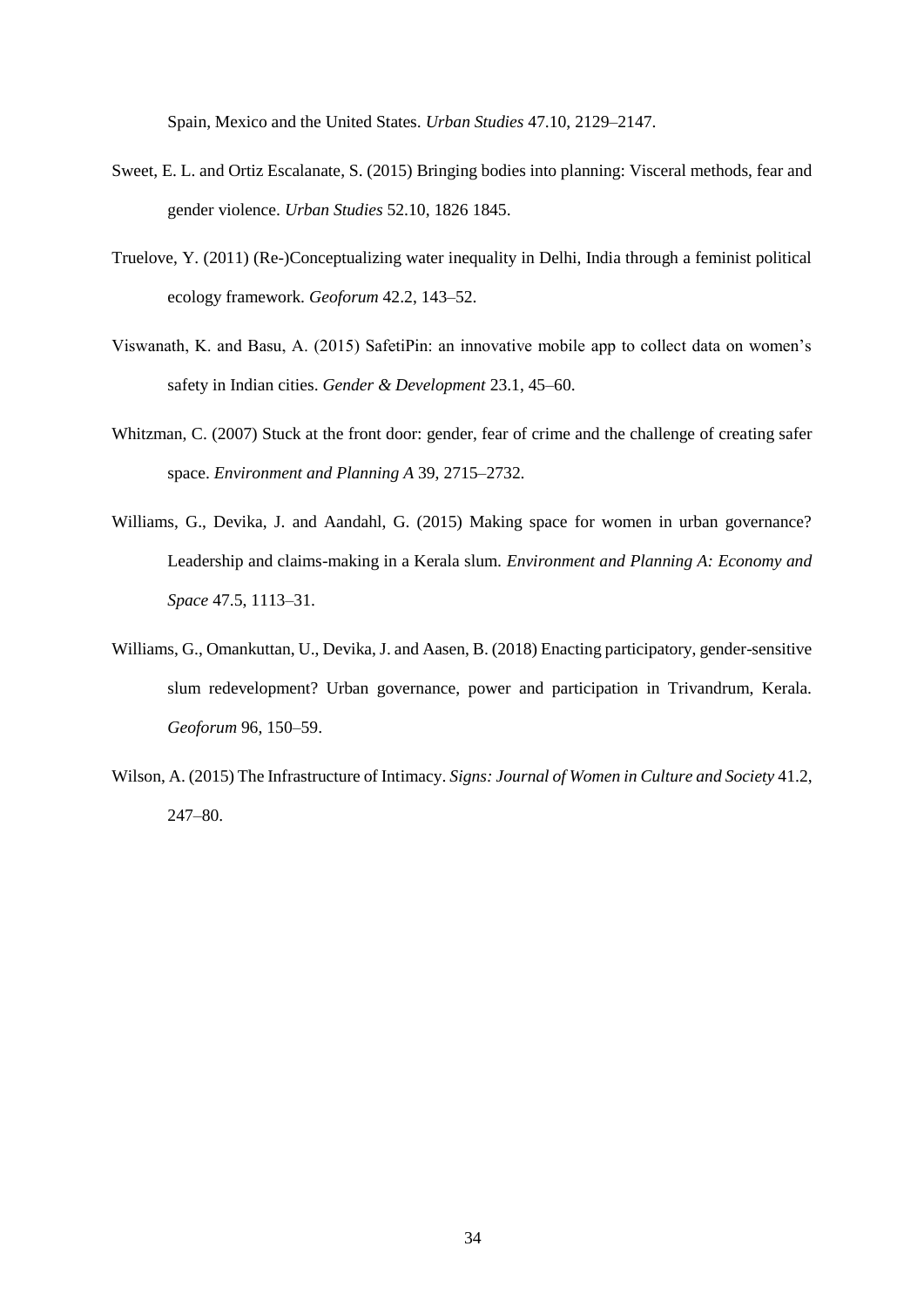Spain, Mexico and the United States. *Urban Studies* 47.10, 2129–2147.

Sweet, E. L. and Ortiz Escalanate, S. (2015) Bringing bodies into planning: Visceral methods, fear and gender violence. *Urban Studies* 52.10, 1826 1845.

Truelove, Y. (2011) (Re-)Conceptualizing water inequality in Delhi, India through a feminist political ecology framework. *Geoforum* 42.2, 143–52.

Viswanath, K. and Basu, A. (2015) SafetiPin: an innovative mobile app to collect data on women's safety in Indian cities. *Gender & Development* 23.1, 45–60.

Whitzman, C. (2007) Stuck at the front door: gender, fear of crime and the challenge of creating safer space. *Environment and Planning A* 39, 2715–2732.

Williams, G., Devika, J. and Aandahl, G. (2015) Making space for women in urban governance? Leadership and claims-making in a Kerala slum. *Environment and Planning A: Economy and Space* 47.5, 1113–31.

Williams, G., Omankuttan, U., Devika, J. and Aasen, B. (2018) Enacting participatory, gender-sensitive slum redevelopment? Urban governance, power and participation in Trivandrum, Kerala. *Geoforum* 96, 150–59.

Wilson, A. (2015) The Infrastructure of Intimacy. *Signs: Journal of Women in Culture and Society* 41.2, 247–80.